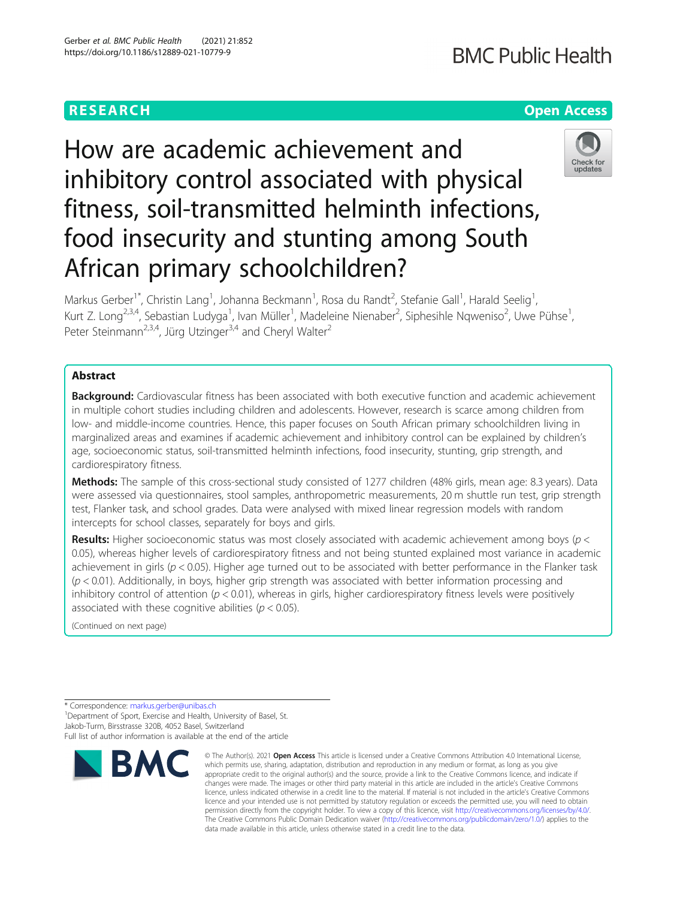RESEARCH

Open Access

# How are academic achievement and inhibitory control associated with physical fitness, soil-transmitted helminth infections, food insecurity and stunting among South African primary schoolchildren?

Markus Gerber[1*], Christin Lang[1], Johanna Beckmann[1], Rosa du Randt[2], Stefanie Gall[1], Harald Seelig[1], Kurt Z. Long[2,3,4], Sebastian Ludyga[1], Ivan Müller[1], Madeleine Nienaber[2], Siphesihle Nqweniso[2], Uwe Pühse[1], Peter Steinmann[2,3,4], Jürg Utzinger[3,4] and Cheryl Walter[2]

## Abstract

**Background:** Cardiovascular fitness has been associated with both executive function and academic achievement in multiple cohort studies including children and adolescents. However, research is scarce among children from low- and middle-income countries. Hence, this paper focuses on South African primary schoolchildren living in marginalized areas and examines if academic achievement and inhibitory control can be explained by children's age, socioeconomic status, soil-transmitted helminth infections, food insecurity, stunting, grip strength, and cardiorespiratory fitness.

**Methods:** The sample of this cross-sectional study consisted of 1277 children (48% girls, mean age: 8.3 years). Data were assessed via questionnaires, stool samples, anthropometric measurements, 20 m shuttle run test, grip strength test, Flanker task, and school grades. Data were analysed with mixed linear regression models with random intercepts for school classes, separately for boys and girls.

**Results:** Higher socioeconomic status was most closely associated with academic achievement among boys ($p < 0.05$), whereas higher levels of cardiorespiratory fitness and not being stunted explained most variance in academic achievement in girls ($p < 0.05$). Higher age turned out to be associated with better performance in the Flanker task ($p < 0.01$). Additionally, in boys, higher grip strength was associated with better information processing and inhibitory control of attention ($p < 0.01$), whereas in girls, higher cardiorespiratory fitness levels were positively associated with these cognitive abilities ($p < 0.05$).

(Continued on next page)

* Correspondence: markus.gerber@unibas.ch
[1]Department of Sport, Exercise and Health, University of Basel, St. Jakob-Turm, Birsstrasse 320B, 4052 Basel, Switzerland
Full list of author information is available at the end of the article

© The Author(s). 2021 **Open Access** This article is licensed under a Creative Commons Attribution 4.0 International License, which permits use, sharing, adaptation, distribution and reproduction in any medium or format, as long as you give appropriate credit to the original author(s) and the source, provide a link to the Creative Commons licence, and indicate if changes were made. The images or other third party material in this article are included in the article's Creative Commons licence, unless indicated otherwise in a credit line to the material. If material is not included in the article's Creative Commons licence and your intended use is not permitted by statutory regulation or exceeds the permitted use, you will need to obtain permission directly from the copyright holder. To view a copy of this licence, visit http://creativecommons.org/licenses/by/4.0/. The Creative Commons Public Domain Dedication waiver (http://creativecommons.org/publicdomain/zero/1.0/) applies to the data made available in this article, unless otherwise stated in a credit line to the data.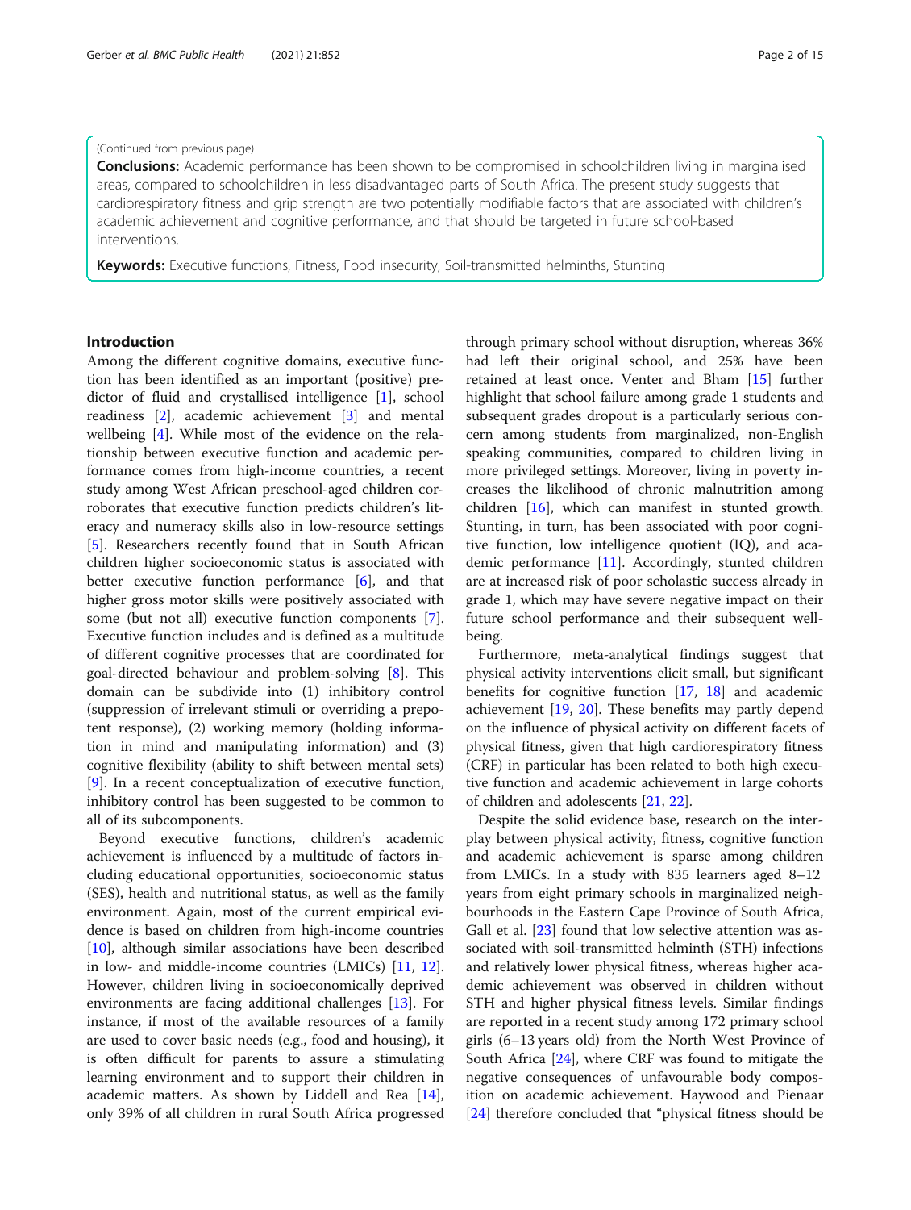(Continued from previous page)

**Conclusions:** Academic performance has been shown to be compromised in schoolchildren living in marginalised areas, compared to schoolchildren in less disadvantaged parts of South Africa. The present study suggests that cardiorespiratory fitness and grip strength are two potentially modifiable factors that are associated with children's academic achievement and cognitive performance, and that should be targeted in future school-based interventions.

**Keywords:** Executive functions, Fitness, Food insecurity, Soil-transmitted helminths, Stunting

## Introduction

Among the different cognitive domains, executive function has been identified as an important (positive) predictor of fluid and crystallised intelligence [1], school readiness [2], academic achievement [3] and mental wellbeing [4]. While most of the evidence on the relationship between executive function and academic performance comes from high-income countries, a recent study among West African preschool-aged children corroborates that executive function predicts children's literacy and numeracy skills also in low-resource settings [5]. Researchers recently found that in South African children higher socioeconomic status is associated with better executive function performance [6], and that higher gross motor skills were positively associated with some (but not all) executive function components [7]. Executive function includes and is defined as a multitude of different cognitive processes that are coordinated for goal-directed behaviour and problem-solving [8]. This domain can be subdivide into (1) inhibitory control (suppression of irrelevant stimuli or overriding a prepotent response), (2) working memory (holding information in mind and manipulating information) and (3) cognitive flexibility (ability to shift between mental sets) [9]. In a recent conceptualization of executive function, inhibitory control has been suggested to be common to all of its subcomponents.

Beyond executive functions, children's academic achievement is influenced by a multitude of factors including educational opportunities, socioeconomic status (SES), health and nutritional status, as well as the family environment. Again, most of the current empirical evidence is based on children from high-income countries [10], although similar associations have been described in low- and middle-income countries (LMICs) [11, 12]. However, children living in socioeconomically deprived environments are facing additional challenges [13]. For instance, if most of the available resources of a family are used to cover basic needs (e.g., food and housing), it is often difficult for parents to assure a stimulating learning environment and to support their children in academic matters. As shown by Liddell and Rea [14], only 39% of all children in rural South Africa progressed through primary school without disruption, whereas 36% had left their original school, and 25% have been retained at least once. Venter and Bham [15] further highlight that school failure among grade 1 students and subsequent grades dropout is a particularly serious concern among students from marginalized, non-English speaking communities, compared to children living in more privileged settings. Moreover, living in poverty increases the likelihood of chronic malnutrition among children [16], which can manifest in stunted growth. Stunting, in turn, has been associated with poor cognitive function, low intelligence quotient (IQ), and academic performance [11]. Accordingly, stunted children are at increased risk of poor scholastic success already in grade 1, which may have severe negative impact on their future school performance and their subsequent wellbeing.

Furthermore, meta-analytical findings suggest that physical activity interventions elicit small, but significant benefits for cognitive function [17, 18] and academic achievement [19, 20]. These benefits may partly depend on the influence of physical activity on different facets of physical fitness, given that high cardiorespiratory fitness (CRF) in particular has been related to both high executive function and academic achievement in large cohorts of children and adolescents [21, 22].

Despite the solid evidence base, research on the interplay between physical activity, fitness, cognitive function and academic achievement is sparse among children from LMICs. In a study with 835 learners aged 8–12 years from eight primary schools in marginalized neighbourhoods in the Eastern Cape Province of South Africa, Gall et al. [23] found that low selective attention was associated with soil-transmitted helminth (STH) infections and relatively lower physical fitness, whereas higher academic achievement was observed in children without STH and higher physical fitness levels. Similar findings are reported in a recent study among 172 primary school girls (6–13 years old) from the North West Province of South Africa [24], where CRF was found to mitigate the negative consequences of unfavourable body composition on academic achievement. Haywood and Pienaar [24] therefore concluded that "physical fitness should be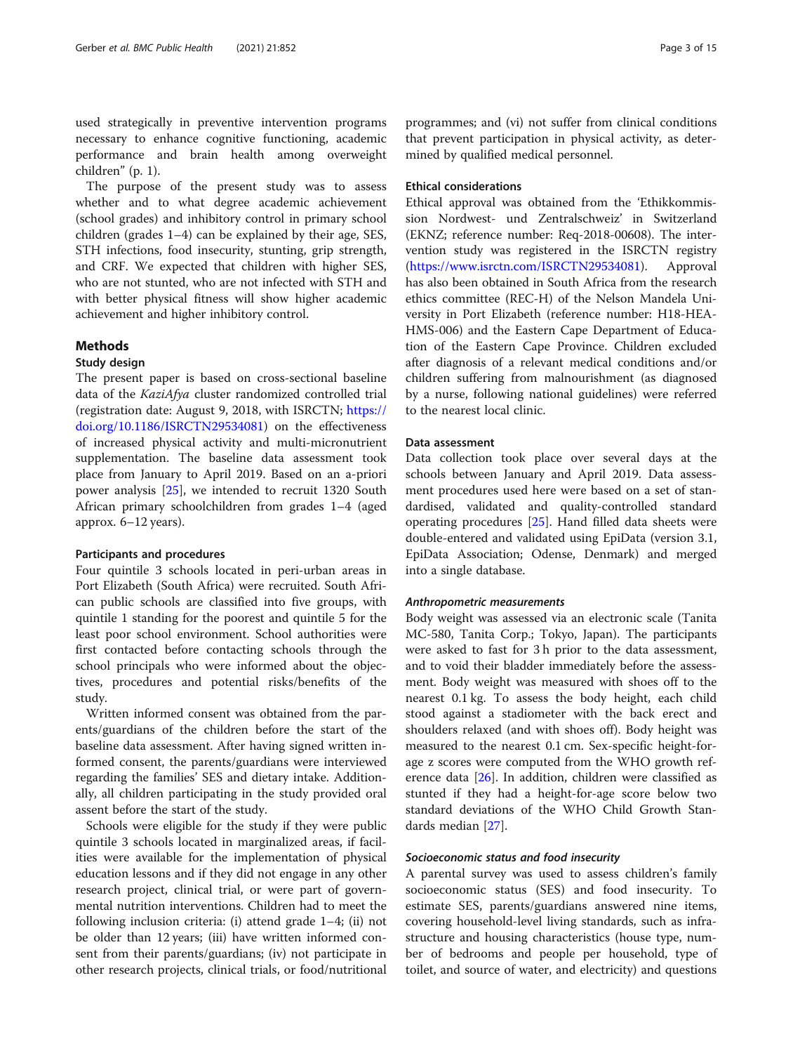used strategically in preventive intervention programs necessary to enhance cognitive functioning, academic performance and brain health among overweight children" (p. 1).

The purpose of the present study was to assess whether and to what degree academic achievement (school grades) and inhibitory control in primary school children (grades 1–4) can be explained by their age, SES, STH infections, food insecurity, stunting, grip strength, and CRF. We expected that children with higher SES, who are not stunted, who are not infected with STH and with better physical fitness will show higher academic achievement and higher inhibitory control.

## Methods

### Study design

The present paper is based on cross-sectional baseline data of the *KaziAfya* cluster randomized controlled trial (registration date: August 9, 2018, with ISRCTN; https://doi.org/10.1186/ISRCTN29534081) on the effectiveness of increased physical activity and multi-micronutrient supplementation. The baseline data assessment took place from January to April 2019. Based on an a-priori power analysis [25], we intended to recruit 1320 South African primary schoolchildren from grades 1–4 (aged approx. 6–12 years).

#### Participants and procedures

Four quintile 3 schools located in peri-urban areas in Port Elizabeth (South Africa) were recruited. South African public schools are classified into five groups, with quintile 1 standing for the poorest and quintile 5 for the least poor school environment. School authorities were first contacted before contacting schools through the school principals who were informed about the objectives, procedures and potential risks/benefits of the study.

Written informed consent was obtained from the parents/guardians of the children before the start of the baseline data assessment. After having signed written informed consent, the parents/guardians were interviewed regarding the families' SES and dietary intake. Additionally, all children participating in the study provided oral assent before the start of the study.

Schools were eligible for the study if they were public quintile 3 schools located in marginalized areas, if facilities were available for the implementation of physical education lessons and if they did not engage in any other research project, clinical trial, or were part of governmental nutrition interventions. Children had to meet the following inclusion criteria: (i) attend grade 1–4; (ii) not be older than 12 years; (iii) have written informed consent from their parents/guardians; (iv) not participate in other research projects, clinical trials, or food/nutritional programmes; and (vi) not suffer from clinical conditions that prevent participation in physical activity, as determined by qualified medical personnel.

### Ethical considerations

Ethical approval was obtained from the 'Ethikkommission Nordwest- und Zentralschweiz' in Switzerland (EKNZ; reference number: Req-2018-00608). The intervention study was registered in the ISRCTN registry (https://www.isrctn.com/ISRCTN29534081). Approval has also been obtained in South Africa from the research ethics committee (REC-H) of the Nelson Mandela University in Port Elizabeth (reference number: H18-HEA-HMS-006) and the Eastern Cape Department of Education of the Eastern Cape Province. Children excluded after diagnosis of a relevant medical conditions and/or children suffering from malnourishment (as diagnosed by a nurse, following national guidelines) were referred to the nearest local clinic.

### Data assessment

Data collection took place over several days at the schools between January and April 2019. Data assessment procedures used here were based on a set of standardised, validated and quality-controlled standard operating procedures [25]. Hand filled data sheets were double-entered and validated using EpiData (version 3.1, EpiData Association; Odense, Denmark) and merged into a single database.

#### *Anthropometric measurements*

Body weight was assessed via an electronic scale (Tanita MC-580, Tanita Corp.; Tokyo, Japan). The participants were asked to fast for 3 h prior to the data assessment, and to void their bladder immediately before the assessment. Body weight was measured with shoes off to the nearest 0.1 kg. To assess the body height, each child stood against a stadiometer with the back erect and shoulders relaxed (and with shoes off). Body height was measured to the nearest 0.1 cm. Sex-specific height-for-age z scores were computed from the WHO growth reference data [26]. In addition, children were classified as stunted if they had a height-for-age score below two standard deviations of the WHO Child Growth Standards median [27].

#### *Socioeconomic status and food insecurity*

A parental survey was used to assess children's family socioeconomic status (SES) and food insecurity. To estimate SES, parents/guardians answered nine items, covering household-level living standards, such as infrastructure and housing characteristics (house type, number of bedrooms and people per household, type of toilet, and source of water, and electricity) and questions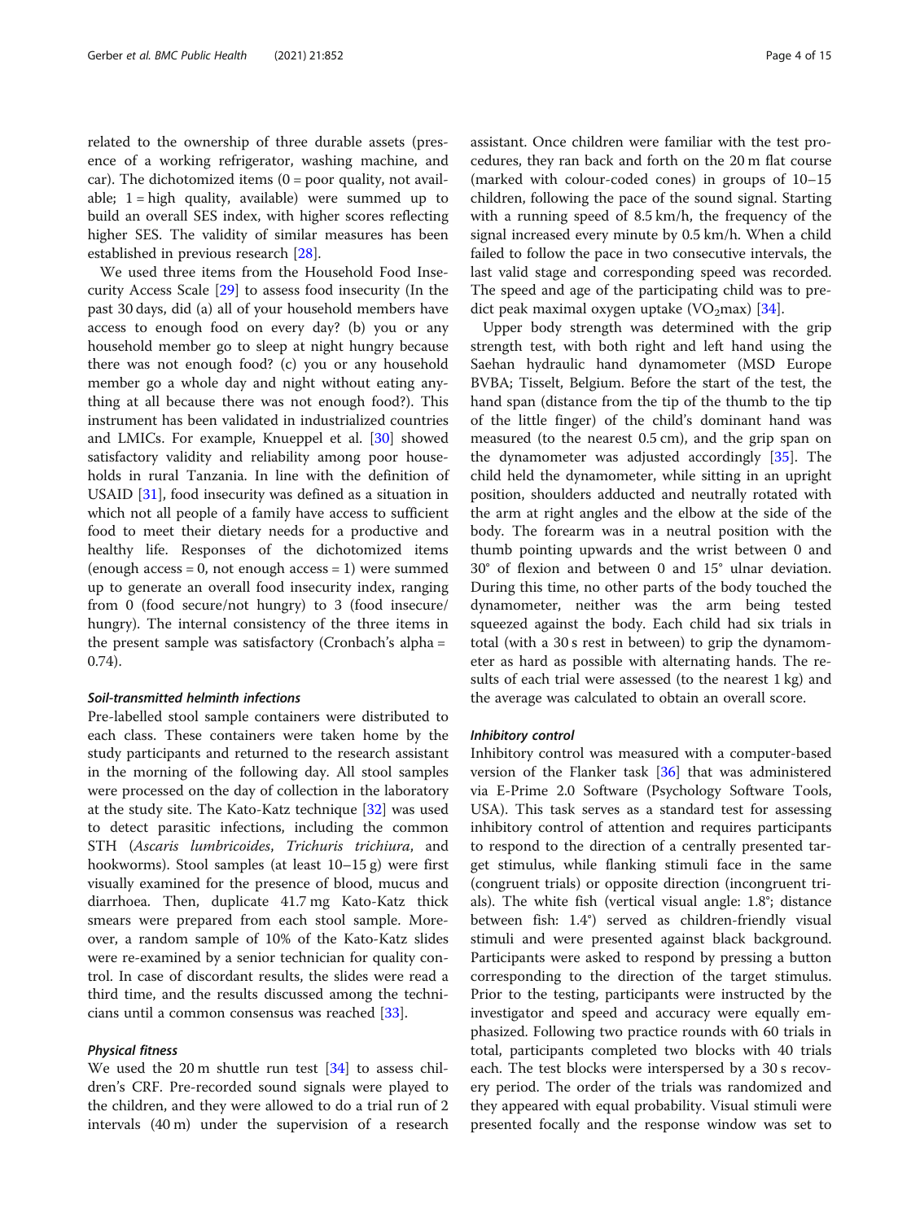related to the ownership of three durable assets (presence of a working refrigerator, washing machine, and car). The dichotomized items (0 = poor quality, not available; 1 = high quality, available) were summed up to build an overall SES index, with higher scores reflecting higher SES. The validity of similar measures has been established in previous research [28].

We used three items from the Household Food Insecurity Access Scale [29] to assess food insecurity (In the past 30 days, did (a) all of your household members have access to enough food on every day? (b) you or any household member go to sleep at night hungry because there was not enough food? (c) you or any household member go a whole day and night without eating anything at all because there was not enough food?). This instrument has been validated in industrialized countries and LMICs. For example, Knueppel et al. [30] showed satisfactory validity and reliability among poor households in rural Tanzania. In line with the definition of USAID [31], food insecurity was defined as a situation in which not all people of a family have access to sufficient food to meet their dietary needs for a productive and healthy life. Responses of the dichotomized items (enough access = 0, not enough access = 1) were summed up to generate an overall food insecurity index, ranging from 0 (food secure/not hungry) to 3 (food insecure/hungry). The internal consistency of the three items in the present sample was satisfactory (Cronbach's alpha = 0.74).

#### *Soil-transmitted helminth infections*

Pre-labelled stool sample containers were distributed to each class. These containers were taken home by the study participants and returned to the research assistant in the morning of the following day. All stool samples were processed on the day of collection in the laboratory at the study site. The Kato-Katz technique [32] was used to detect parasitic infections, including the common STH (*Ascaris lumbricoides*, *Trichuris trichiura*, and hookworms). Stool samples (at least 10–15 g) were first visually examined for the presence of blood, mucus and diarrhoea. Then, duplicate 41.7 mg Kato-Katz thick smears were prepared from each stool sample. Moreover, a random sample of 10% of the Kato-Katz slides were re-examined by a senior technician for quality control. In case of discordant results, the slides were read a third time, and the results discussed among the technicians until a common consensus was reached [33].

#### *Physical fitness*

We used the 20 m shuttle run test [34] to assess children's CRF. Pre-recorded sound signals were played to the children, and they were allowed to do a trial run of 2 intervals (40 m) under the supervision of a research assistant. Once children were familiar with the test procedures, they ran back and forth on the 20 m flat course (marked with colour-coded cones) in groups of 10–15 children, following the pace of the sound signal. Starting with a running speed of 8.5 km/h, the frequency of the signal increased every minute by 0.5 km/h. When a child failed to follow the pace in two consecutive intervals, the last valid stage and corresponding speed was recorded. The speed and age of the participating child was to predict peak maximal oxygen uptake ($VO_2$max) [34].

Upper body strength was determined with the grip strength test, with both right and left hand using the Saehan hydraulic hand dynamometer (MSD Europe BVBA; Tisselt, Belgium. Before the start of the test, the hand span (distance from the tip of the thumb to the tip of the little finger) of the child's dominant hand was measured (to the nearest 0.5 cm), and the grip span on the dynamometer was adjusted accordingly [35]. The child held the dynamometer, while sitting in an upright position, shoulders adducted and neutrally rotated with the arm at right angles and the elbow at the side of the body. The forearm was in a neutral position with the thumb pointing upwards and the wrist between 0 and 30° of flexion and between 0 and 15° ulnar deviation. During this time, no other parts of the body touched the dynamometer, neither was the arm being tested squeezed against the body. Each child had six trials in total (with a 30 s rest in between) to grip the dynamometer as hard as possible with alternating hands. The results of each trial were assessed (to the nearest 1 kg) and the average was calculated to obtain an overall score.

#### *Inhibitory control*

Inhibitory control was measured with a computer-based version of the Flanker task [36] that was administered via E-Prime 2.0 Software (Psychology Software Tools, USA). This task serves as a standard test for assessing inhibitory control of attention and requires participants to respond to the direction of a centrally presented target stimulus, while flanking stimuli face in the same (congruent trials) or opposite direction (incongruent trials). The white fish (vertical visual angle: 1.8°; distance between fish: 1.4°) served as children-friendly visual stimuli and were presented against black background. Participants were asked to respond by pressing a button corresponding to the direction of the target stimulus. Prior to the testing, participants were instructed by the investigator and speed and accuracy were equally emphasized. Following two practice rounds with 60 trials in total, participants completed two blocks with 40 trials each. The test blocks were interspersed by a 30 s recovery period. The order of the trials was randomized and they appeared with equal probability. Visual stimuli were presented focally and the response window was set to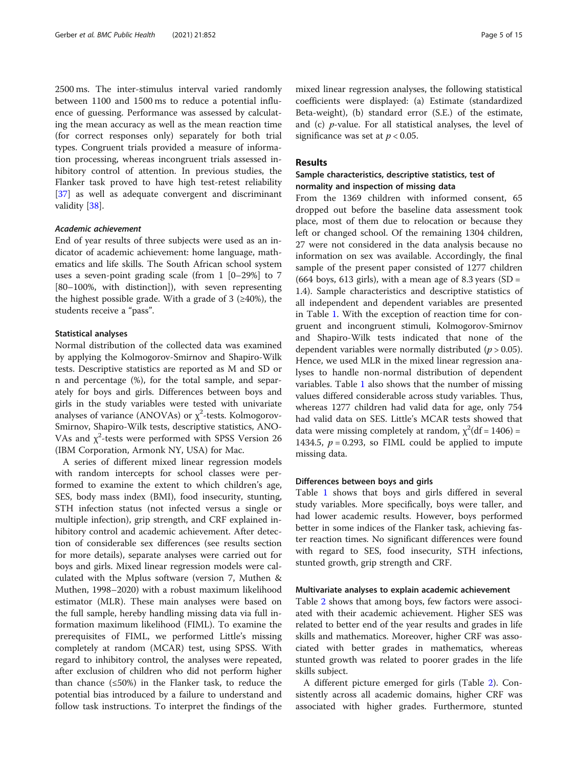2500 ms. The inter-stimulus interval varied randomly between 1100 and 1500 ms to reduce a potential influence of guessing. Performance was assessed by calculating the mean accuracy as well as the mean reaction time (for correct responses only) separately for both trial types. Congruent trials provided a measure of information processing, whereas incongruent trials assessed inhibitory control of attention. In previous studies, the Flanker task proved to have high test-retest reliability [37] as well as adequate convergent and discriminant validity [38].

#### *Academic achievement*

End of year results of three subjects were used as an indicator of academic achievement: home language, mathematics and life skills. The South African school system uses a seven-point grading scale (from 1 [0–29%] to 7 [80–100%, with distinction]), with seven representing the highest possible grade. With a grade of 3 (≥40%), the students receive a "pass".

### Statistical analyses

Normal distribution of the collected data was examined by applying the Kolmogorov-Smirnov and Shapiro-Wilk tests. Descriptive statistics are reported as M and SD or n and percentage (%), for the total sample, and separately for boys and girls. Differences between boys and girls in the study variables were tested with univariate analyses of variance (ANOVAs) or $\chi^2$-tests. Kolmogorov-Smirnov, Shapiro-Wilk tests, descriptive statistics, ANOVAs and $\chi^2$-tests were performed with SPSS Version 26 (IBM Corporation, Armonk NY, USA) for Mac.

A series of different mixed linear regression models with random intercepts for school classes were performed to examine the extent to which children's age, SES, body mass index (BMI), food insecurity, stunting, STH infection status (not infected versus a single or multiple infection), grip strength, and CRF explained inhibitory control and academic achievement. After detection of considerable sex differences (see results section for more details), separate analyses were carried out for boys and girls. Mixed linear regression models were calculated with the Mplus software (version 7, Muthen & Muthen, 1998–2020) with a robust maximum likelihood estimator (MLR). These main analyses were based on the full sample, hereby handling missing data via full information maximum likelihood (FIML). To examine the prerequisites of FIML, we performed Little's missing completely at random (MCAR) test, using SPSS. With regard to inhibitory control, the analyses were repeated, after exclusion of children who did not perform higher than chance (≤50%) in the Flanker task, to reduce the potential bias introduced by a failure to understand and follow task instructions. To interpret the findings of the mixed linear regression analyses, the following statistical coefficients were displayed: (a) Estimate (standardized Beta-weight), (b) standard error (S.E.) of the estimate, and (c) $p$-value. For all statistical analyses, the level of significance was set at $p < 0.05$.

## Results

### Sample characteristics, descriptive statistics, test of normality and inspection of missing data

From the 1369 children with informed consent, 65 dropped out before the baseline data assessment took place, most of them due to relocation or because they left or changed school. Of the remaining 1304 children, 27 were not considered in the data analysis because no information on sex was available. Accordingly, the final sample of the present paper consisted of 1277 children (664 boys, 613 girls), with a mean age of 8.3 years (SD = 1.4). Sample characteristics and descriptive statistics of all independent and dependent variables are presented in Table 1. With the exception of reaction time for congruent and incongruent stimuli, Kolmogorov-Smirnov and Shapiro-Wilk tests indicated that none of the dependent variables were normally distributed ($p > 0.05$). Hence, we used MLR in the mixed linear regression analyses to handle non-normal distribution of dependent variables. Table 1 also shows that the number of missing values differed considerable across study variables. Thus, whereas 1277 children had valid data for age, only 754 had valid data on SES. Little's MCAR tests showed that data were missing completely at random, $\chi^2(\text{df} = 1406) = 1434.5$, $p = 0.293$, so FIML could be applied to impute missing data.

### Differences between boys and girls

Table 1 shows that boys and girls differed in several study variables. More specifically, boys were taller, and had lower academic results. However, boys performed better in some indices of the Flanker task, achieving faster reaction times. No significant differences were found with regard to SES, food insecurity, STH infections, stunted growth, grip strength and CRF.

### Multivariate analyses to explain academic achievement

Table 2 shows that among boys, few factors were associated with their academic achievement. Higher SES was related to better end of the year results and grades in life skills and mathematics. Moreover, higher CRF was associated with better grades in mathematics, whereas stunted growth was related to poorer grades in the life skills subject.

A different picture emerged for girls (Table 2). Consistently across all academic domains, higher CRF was associated with higher grades. Furthermore, stunted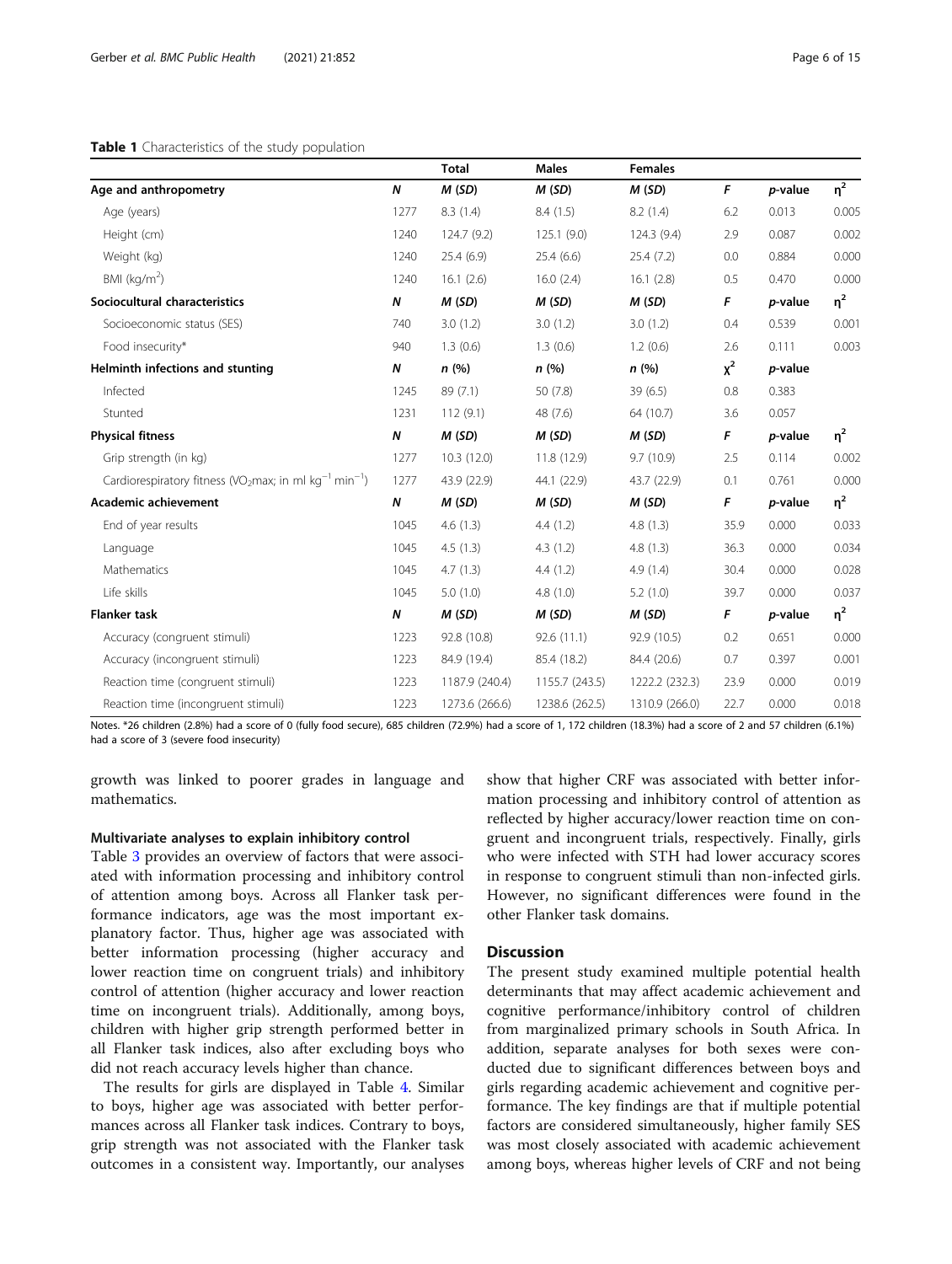**Table 1** Characteristics of the study population

| | | Total | Males | Females | | | |
|---|---|---|---|---|---|---|---|
| **Age and anthropometry** | ***N*** | ***M (SD)*** | ***M (SD)*** | ***M (SD)*** | ***F*** | ***p*-value** | $\eta^2$ |
| Age (years) | 1277 | 8.3 (1.4) | 8.4 (1.5) | 8.2 (1.4) | 6.2 | 0.013 | 0.005 |
| Height (cm) | 1240 | 124.7 (9.2) | 125.1 (9.0) | 124.3 (9.4) | 2.9 | 0.087 | 0.002 |
| Weight (kg) | 1240 | 25.4 (6.9) | 25.4 (6.6) | 25.4 (7.2) | 0.0 | 0.884 | 0.000 |
| BMI (kg/m$^2$) | 1240 | 16.1 (2.6) | 16.0 (2.4) | 16.1 (2.8) | 0.5 | 0.470 | 0.000 |
| **Sociocultural characteristics** | ***N*** | ***M (SD)*** | ***M (SD)*** | ***M (SD)*** | ***F*** | ***p*-value** | $\eta^2$ |
| Socioeconomic status (SES) | 740 | 3.0 (1.2) | 3.0 (1.2) | 3.0 (1.2) | 0.4 | 0.539 | 0.001 |
| Food insecurity* | 940 | 1.3 (0.6) | 1.3 (0.6) | 1.2 (0.6) | 2.6 | 0.111 | 0.003 |
| **Helminth infections and stunting** | ***N*** | ***n* (%)** | ***n* (%)** | ***n* (%)** | $\chi^2$ | ***p*-value** | |
| Infected | 1245 | 89 (7.1) | 50 (7.8) | 39 (6.5) | 0.8 | 0.383 | |
| Stunted | 1231 | 112 (9.1) | 48 (7.6) | 64 (10.7) | 3.6 | 0.057 | |
| **Physical fitness** | ***N*** | ***M (SD)*** | ***M (SD)*** | ***M (SD)*** | ***F*** | ***p*-value** | $\eta^2$ |
| Grip strength (in kg) | 1277 | 10.3 (12.0) | 11.8 (12.9) | 9.7 (10.9) | 2.5 | 0.114 | 0.002 |
| Cardiorespiratory fitness ($VO_2max$; in ml kg$^{-1}$ min$^{-1}$) | 1277 | 43.9 (22.9) | 44.1 (22.9) | 43.7 (22.9) | 0.1 | 0.761 | 0.000 |
| **Academic achievement** | ***N*** | ***M (SD)*** | ***M (SD)*** | ***M (SD)*** | ***F*** | ***p*-value** | $\eta^2$ |
| End of year results | 1045 | 4.6 (1.3) | 4.4 (1.2) | 4.8 (1.3) | 35.9 | 0.000 | 0.033 |
| Language | 1045 | 4.5 (1.3) | 4.3 (1.2) | 4.8 (1.3) | 36.3 | 0.000 | 0.034 |
| Mathematics | 1045 | 4.7 (1.3) | 4.4 (1.2) | 4.9 (1.4) | 30.4 | 0.000 | 0.028 |
| Life skills | 1045 | 5.0 (1.0) | 4.8 (1.0) | 5.2 (1.0) | 39.7 | 0.000 | 0.037 |
| **Flanker task** | ***N*** | ***M (SD)*** | ***M (SD)*** | ***M (SD)*** | ***F*** | ***p*-value** | $\eta^2$ |
| Accuracy (congruent stimuli) | 1223 | 92.8 (10.8) | 92.6 (11.1) | 92.9 (10.5) | 0.2 | 0.651 | 0.000 |
| Accuracy (incongruent stimuli) | 1223 | 84.9 (19.4) | 85.4 (18.2) | 84.4 (20.6) | 0.7 | 0.397 | 0.001 |
| Reaction time (congruent stimuli) | 1223 | 1187.9 (240.4) | 1155.7 (243.5) | 1222.2 (232.3) | 23.9 | 0.000 | 0.019 |
| Reaction time (incongruent stimuli) | 1223 | 1273.6 (266.6) | 1238.6 (262.5) | 1310.9 (266.0) | 22.7 | 0.000 | 0.018 |

Notes. *26 children (2.8%) had a score of 0 (fully food secure), 685 children (72.9%) had a score of 1, 172 children (18.3%) had a score of 2 and 57 children (6.1%) had a score of 3 (severe food insecurity)

growth was linked to poorer grades in language and mathematics.

### Multivariate analyses to explain inhibitory control

Table 3 provides an overview of factors that were associated with information processing and inhibitory control of attention among boys. Across all Flanker task performance indicators, age was the most important explanatory factor. Thus, higher age was associated with better information processing (higher accuracy and lower reaction time on congruent trials) and inhibitory control of attention (higher accuracy and lower reaction time on incongruent trials). Additionally, among boys, children with higher grip strength performed better in all Flanker task indices, also after excluding boys who did not reach accuracy levels higher than chance.

The results for girls are displayed in Table 4. Similar to boys, higher age was associated with better performances across all Flanker task indices. Contrary to boys, grip strength was not associated with the Flanker task outcomes in a consistent way. Importantly, our analyses show that higher CRF was associated with better information processing and inhibitory control of attention as reflected by higher accuracy/lower reaction time on congruent and incongruent trials, respectively. Finally, girls who were infected with STH had lower accuracy scores in response to congruent stimuli than non-infected girls. However, no significant differences were found in the other Flanker task domains.

## Discussion

The present study examined multiple potential health determinants that may affect academic achievement and cognitive performance/inhibitory control of children from marginalized primary schools in South Africa. In addition, separate analyses for both sexes were conducted due to significant differences between boys and girls regarding academic achievement and cognitive performance. The key findings are that if multiple potential factors are considered simultaneously, higher family SES was most closely associated with academic achievement among boys, whereas higher levels of CRF and not being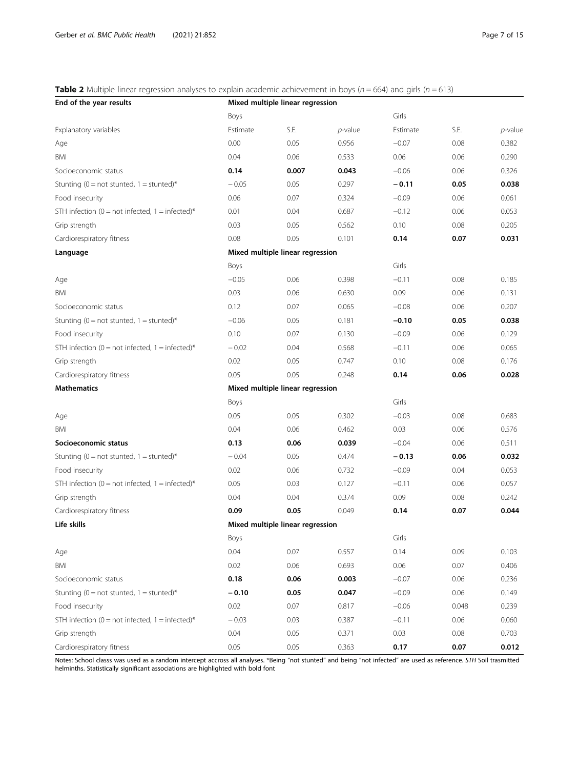**Table 2** Multiple linear regression analyses to explain academic achievement in boys ($n = 664$) and girls ($n = 613$)

| End of the year results | Mixed multiple linear regression | | | | | |
|---|---|---|---|---|---|---|
| | Boys | | | Girls | | |
| Explanatory variables | Estimate | S.E. | *p*-value | Estimate | S.E. | *p*-value |
| Age | 0.00 | 0.05 | 0.956 | −0.07 | 0.08 | 0.382 |
| BMI | 0.04 | 0.06 | 0.533 | 0.06 | 0.06 | 0.290 |
| Socioeconomic status | **0.14** | **0.007** | **0.043** | −0.06 | 0.06 | 0.326 |
| Stunting (0 = not stunted, 1 = stunted)* | − 0.05 | 0.05 | 0.297 | **− 0.11** | **0.05** | **0.038** |
| Food insecurity | 0.06 | 0.07 | 0.324 | −0.09 | 0.06 | 0.061 |
| STH infection (0 = not infected, 1 = infected)* | 0.01 | 0.04 | 0.687 | −0.12 | 0.06 | 0.053 |
| Grip strength | 0.03 | 0.05 | 0.562 | 0.10 | 0.08 | 0.205 |
| Cardiorespiratory fitness | 0.08 | 0.05 | 0.101 | **0.14** | **0.07** | **0.031** |
| **Language** | **Mixed multiple linear regression** | | | | | |
| | Boys | | | Girls | | |
| Age | −0.05 | 0.06 | 0.398 | −0.11 | 0.08 | 0.185 |
| BMI | 0.03 | 0.06 | 0.630 | 0.09 | 0.06 | 0.131 |
| Socioeconomic status | 0.12 | 0.07 | 0.065 | −0.08 | 0.06 | 0.207 |
| Stunting (0 = not stunted, 1 = stunted)* | −0.06 | 0.05 | 0.181 | **−0.10** | **0.05** | **0.038** |
| Food insecurity | 0.10 | 0.07 | 0.130 | −0.09 | 0.06 | 0.129 |
| STH infection (0 = not infected, 1 = infected)* | − 0.02 | 0.04 | 0.568 | −0.11 | 0.06 | 0.065 |
| Grip strength | 0.02 | 0.05 | 0.747 | 0.10 | 0.08 | 0.176 |
| Cardiorespiratory fitness | 0.05 | 0.05 | 0.248 | **0.14** | **0.06** | **0.028** |
| **Mathematics** | **Mixed multiple linear regression** | | | | | |
| | Boys | | | Girls | | |
| Age | 0.05 | 0.05 | 0.302 | −0.03 | 0.08 | 0.683 |
| BMI | 0.04 | 0.06 | 0.462 | 0.03 | 0.06 | 0.576 |
| **Socioeconomic status** | **0.13** | **0.06** | **0.039** | −0.04 | 0.06 | 0.511 |
| Stunting (0 = not stunted, 1 = stunted)* | − 0.04 | 0.05 | 0.474 | **− 0.13** | **0.06** | **0.032** |
| Food insecurity | 0.02 | 0.06 | 0.732 | −0.09 | 0.04 | 0.053 |
| STH infection (0 = not infected, 1 = infected)* | 0.05 | 0.03 | 0.127 | −0.11 | 0.06 | 0.057 |
| Grip strength | 0.04 | 0.04 | 0.374 | 0.09 | 0.08 | 0.242 |
| Cardiorespiratory fitness | **0.09** | **0.05** | 0.049 | **0.14** | **0.07** | **0.044** |
| **Life skills** | **Mixed multiple linear regression** | | | | | |
| | Boys | | | Girls | | |
| Age | 0.04 | 0.07 | 0.557 | 0.14 | 0.09 | 0.103 |
| BMI | 0.02 | 0.06 | 0.693 | 0.06 | 0.07 | 0.406 |
| Socioeconomic status | **0.18** | **0.06** | **0.003** | −0.07 | 0.06 | 0.236 |
| Stunting (0 = not stunted, 1 = stunted)* | **− 0.10** | **0.05** | **0.047** | −0.09 | 0.06 | 0.149 |
| Food insecurity | 0.02 | 0.07 | 0.817 | −0.06 | 0.048 | 0.239 |
| STH infection (0 = not infected, 1 = infected)* | − 0.03 | 0.03 | 0.387 | −0.11 | 0.06 | 0.060 |
| Grip strength | 0.04 | 0.05 | 0.371 | 0.03 | 0.08 | 0.703 |
| Cardiorespiratory fitness | 0.05 | 0.05 | 0.363 | **0.17** | **0.07** | **0.012** |

Notes: School classs was used as a random intercept accross all analyses. *Being "not stunted" and being "not infected" are used as reference. *STH* Soil trasmitted helminths. Statistically significant associations are highlighted with bold font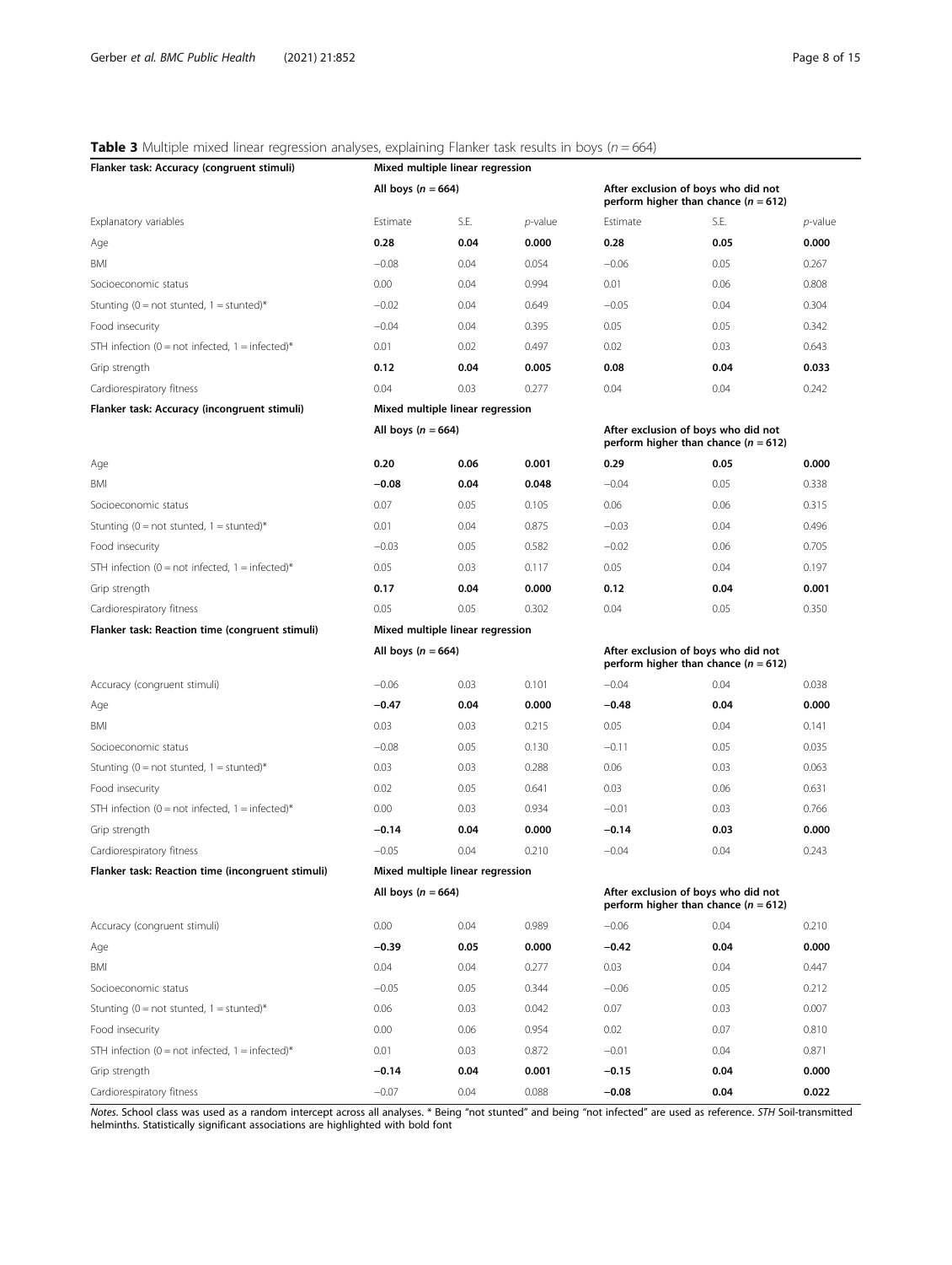**Table 3** Multiple mixed linear regression analyses, explaining Flanker task results in boys ($n = 664$)

| **Flanker task: Accuracy (congruent stimuli)** | **Mixed multiple linear regression** | | | | | |
|---|---|---|---|---|---|---|
| | **All boys ($n = 664$)** | | | **After exclusion of boys who did not perform higher than chance ($n = 612$)** | | |
| Explanatory variables | Estimate | S.E. | *p*-value | Estimate | S.E. | *p*-value |
| Age | **0.28** | **0.04** | **0.000** | **0.28** | **0.05** | **0.000** |
| BMI | −0.08 | 0.04 | 0.054 | −0.06 | 0.05 | 0.267 |
| Socioeconomic status | 0.00 | 0.04 | 0.994 | 0.01 | 0.06 | 0.808 |
| Stunting (0 = not stunted, 1 = stunted)* | −0.02 | 0.04 | 0.649 | −0.05 | 0.04 | 0.304 |
| Food insecurity | −0.04 | 0.04 | 0.395 | 0.05 | 0.05 | 0.342 |
| STH infection (0 = not infected, 1 = infected)* | 0.01 | 0.02 | 0.497 | 0.02 | 0.03 | 0.643 |
| Grip strength | **0.12** | **0.04** | **0.005** | **0.08** | **0.04** | **0.033** |
| Cardiorespiratory fitness | 0.04 | 0.03 | 0.277 | 0.04 | 0.04 | 0.242 |
| **Flanker task: Accuracy (incongruent stimuli)** | **Mixed multiple linear regression** | | | | | |
| | **All boys ($n = 664$)** | | | **After exclusion of boys who did not perform higher than chance ($n = 612$)** | | |
| Age | **0.20** | **0.06** | **0.001** | **0.29** | **0.05** | **0.000** |
| BMI | **−0.08** | **0.04** | **0.048** | −0.04 | 0.05 | 0.338 |
| Socioeconomic status | 0.07 | 0.05 | 0.105 | 0.06 | 0.06 | 0.315 |
| Stunting (0 = not stunted, 1 = stunted)* | 0.01 | 0.04 | 0.875 | −0.03 | 0.04 | 0.496 |
| Food insecurity | −0.03 | 0.05 | 0.582 | −0.02 | 0.06 | 0.705 |
| STH infection (0 = not infected, 1 = infected)* | 0.05 | 0.03 | 0.117 | 0.05 | 0.04 | 0.197 |
| Grip strength | **0.17** | **0.04** | **0.000** | **0.12** | **0.04** | **0.001** |
| Cardiorespiratory fitness | 0.05 | 0.05 | 0.302 | 0.04 | 0.05 | 0.350 |
| **Flanker task: Reaction time (congruent stimuli)** | **Mixed multiple linear regression** | | | | | |
| | **All boys ($n = 664$)** | | | **After exclusion of boys who did not perform higher than chance ($n = 612$)** | | |
| Accuracy (congruent stimuli) | −0.06 | 0.03 | 0.101 | −0.04 | 0.04 | 0.038 |
| Age | **−0.47** | **0.04** | **0.000** | **−0.48** | **0.04** | **0.000** |
| BMI | 0.03 | 0.03 | 0.215 | 0.05 | 0.04 | 0.141 |
| Socioeconomic status | −0.08 | 0.05 | 0.130 | −0.11 | 0.05 | 0.035 |
| Stunting (0 = not stunted, 1 = stunted)* | 0.03 | 0.03 | 0.288 | 0.06 | 0.03 | 0.063 |
| Food insecurity | 0.02 | 0.05 | 0.641 | 0.03 | 0.06 | 0.631 |
| STH infection (0 = not infected, 1 = infected)* | 0.00 | 0.03 | 0.934 | −0.01 | 0.03 | 0.766 |
| Grip strength | **−0.14** | **0.04** | **0.000** | **−0.14** | **0.03** | **0.000** |
| Cardiorespiratory fitness | −0.05 | 0.04 | 0.210 | −0.04 | 0.04 | 0.243 |
| **Flanker task: Reaction time (incongruent stimuli)** | **Mixed multiple linear regression** | | | | | |
| | **All boys ($n = 664$)** | | | **After exclusion of boys who did not perform higher than chance ($n = 612$)** | | |
| Accuracy (congruent stimuli) | 0.00 | 0.04 | 0.989 | −0.06 | 0.04 | 0.210 |
| Age | **−0.39** | **0.05** | **0.000** | **−0.42** | **0.04** | **0.000** |
| BMI | 0.04 | 0.04 | 0.277 | 0.03 | 0.04 | 0.447 |
| Socioeconomic status | −0.05 | 0.05 | 0.344 | −0.06 | 0.05 | 0.212 |
| Stunting (0 = not stunted, 1 = stunted)* | 0.06 | 0.03 | 0.042 | 0.07 | 0.03 | 0.007 |
| Food insecurity | 0.00 | 0.06 | 0.954 | 0.02 | 0.07 | 0.810 |
| STH infection (0 = not infected, 1 = infected)* | 0.01 | 0.03 | 0.872 | −0.01 | 0.04 | 0.871 |
| Grip strength | **−0.14** | **0.04** | **0.001** | **−0.15** | **0.04** | **0.000** |
| Cardiorespiratory fitness | −0.07 | 0.04 | 0.088 | **−0.08** | **0.04** | **0.022** |

*Notes.* School class was used as a random intercept across all analyses. * Being "not stunted" and being "not infected" are used as reference. *STH* Soil-transmitted helminths. Statistically significant associations are highlighted with bold font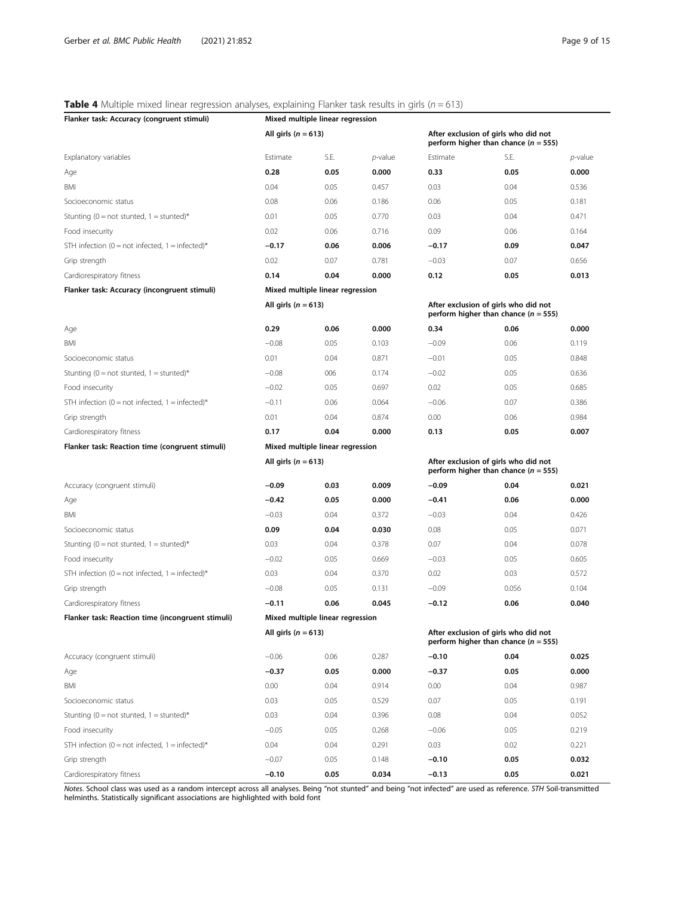**Table 4** Multiple mixed linear regression analyses, explaining Flanker task results in girls ($n = 613$)

| **Flanker task: Accuracy (congruent stimuli)** | **Mixed multiple linear regression** | | | | | |
|---|---|---|---|---|---|---|
| | **All girls ($n = 613$)** | | | **After exclusion of girls who did not perform higher than chance ($n = 555$)** | | |
| Explanatory variables | Estimate | S.E. | *p*-value | Estimate | S.E. | *p*-value |
| Age | **0.28** | **0.05** | **0.000** | **0.33** | **0.05** | **0.000** |
| BMI | 0.04 | 0.05 | 0.457 | 0.03 | 0.04 | 0.536 |
| Socioeconomic status | 0.08 | 0.06 | 0.186 | 0.06 | 0.05 | 0.181 |
| Stunting (0 = not stunted, 1 = stunted)* | 0.01 | 0.05 | 0.770 | 0.03 | 0.04 | 0.471 |
| Food insecurity | 0.02 | 0.06 | 0.716 | 0.09 | 0.06 | 0.164 |
| STH infection (0 = not infected, 1 = infected)* | **−0.17** | **0.06** | **0.006** | **−0.17** | **0.09** | **0.047** |
| Grip strength | 0.02 | 0.07 | 0.781 | −0.03 | 0.07 | 0.656 |
| Cardiorespiratory fitness | **0.14** | **0.04** | **0.000** | **0.12** | **0.05** | **0.013** |
| **Flanker task: Accuracy (incongruent stimuli)** | **Mixed multiple linear regression** | | | | | |
| | **All girls ($n = 613$)** | | | **After exclusion of girls who did not perform higher than chance ($n = 555$)** | | |
| Age | **0.29** | **0.06** | **0.000** | **0.34** | **0.06** | **0.000** |
| BMI | −0.08 | 0.05 | 0.103 | −0.09 | 0.06 | 0.119 |
| Socioeconomic status | 0.01 | 0.04 | 0.871 | −0.01 | 0.05 | 0.848 |
| Stunting (0 = not stunted, 1 = stunted)* | −0.08 | 006 | 0.174 | −0.02 | 0.05 | 0.636 |
| Food insecurity | −0.02 | 0.05 | 0.697 | 0.02 | 0.05 | 0.685 |
| STH infection (0 = not infected, 1 = infected)* | −0.11 | 0.06 | 0.064 | −0.06 | 0.07 | 0.386 |
| Grip strength | 0.01 | 0.04 | 0.874 | 0.00 | 0.06 | 0.984 |
| Cardiorespiratory fitness | **0.17** | **0.04** | **0.000** | **0.13** | **0.05** | **0.007** |
| **Flanker task: Reaction time (congruent stimuli)** | **Mixed multiple linear regression** | | | | | |
| | **All girls ($n = 613$)** | | | **After exclusion of girls who did not perform higher than chance ($n = 555$)** | | |
| Accuracy (congruent stimuli) | **−0.09** | **0.03** | **0.009** | **−0.09** | **0.04** | **0.021** |
| Age | **−0.42** | **0.05** | **0.000** | **−0.41** | **0.06** | **0.000** |
| BMI | −0.03 | 0.04 | 0.372 | −0.03 | 0.04 | 0.426 |
| Socioeconomic status | **0.09** | **0.04** | **0.030** | 0.08 | 0.05 | 0.071 |
| Stunting (0 = not stunted, 1 = stunted)* | 0.03 | 0.04 | 0.378 | 0.07 | 0.04 | 0.078 |
| Food insecurity | −0.02 | 0.05 | 0.669 | −0.03 | 0.05 | 0.605 |
| STH infection (0 = not infected, 1 = infected)* | 0.03 | 0.04 | 0.370 | 0.02 | 0.03 | 0.572 |
| Grip strength | −0.08 | 0.05 | 0.131 | −0.09 | 0.056 | 0.104 |
| Cardiorespiratory fitness | **−0.11** | **0.06** | **0.045** | **−0.12** | **0.06** | **0.040** |
| **Flanker task: Reaction time (incongruent stimuli)** | **Mixed multiple linear regression** | | | | | |
| | **All girls ($n = 613$)** | | | **After exclusion of girls who did not perform higher than chance ($n = 555$)** | | |
| Accuracy (congruent stimuli) | −0.06 | 0.06 | 0.287 | **−0.10** | **0.04** | **0.025** |
| Age | **−0.37** | **0.05** | **0.000** | **−0.37** | **0.05** | **0.000** |
| BMI | 0.00 | 0.04 | 0.914 | 0.00 | 0.04 | 0.987 |
| Socioeconomic status | 0.03 | 0.05 | 0.529 | 0.07 | 0.05 | 0.191 |
| Stunting (0 = not stunted, 1 = stunted)* | 0.03 | 0.04 | 0.396 | 0.08 | 0.04 | 0.052 |
| Food insecurity | −0.05 | 0.05 | 0.268 | −0.06 | 0.05 | 0.219 |
| STH infection (0 = not infected, 1 = infected)* | 0.04 | 0.04 | 0.291 | 0.03 | 0.02 | 0.221 |
| Grip strength | −0.07 | 0.05 | 0.148 | **−0.10** | **0.05** | **0.032** |
| Cardiorespiratory fitness | **−0.10** | **0.05** | **0.034** | **−0.13** | **0.05** | **0.021** |

*Notes*. School class was used as a random intercept across all analyses. Being "not stunted" and being "not infected" are used as reference. *STH* Soil-transmitted helminths. Statistically significant associations are highlighted with bold font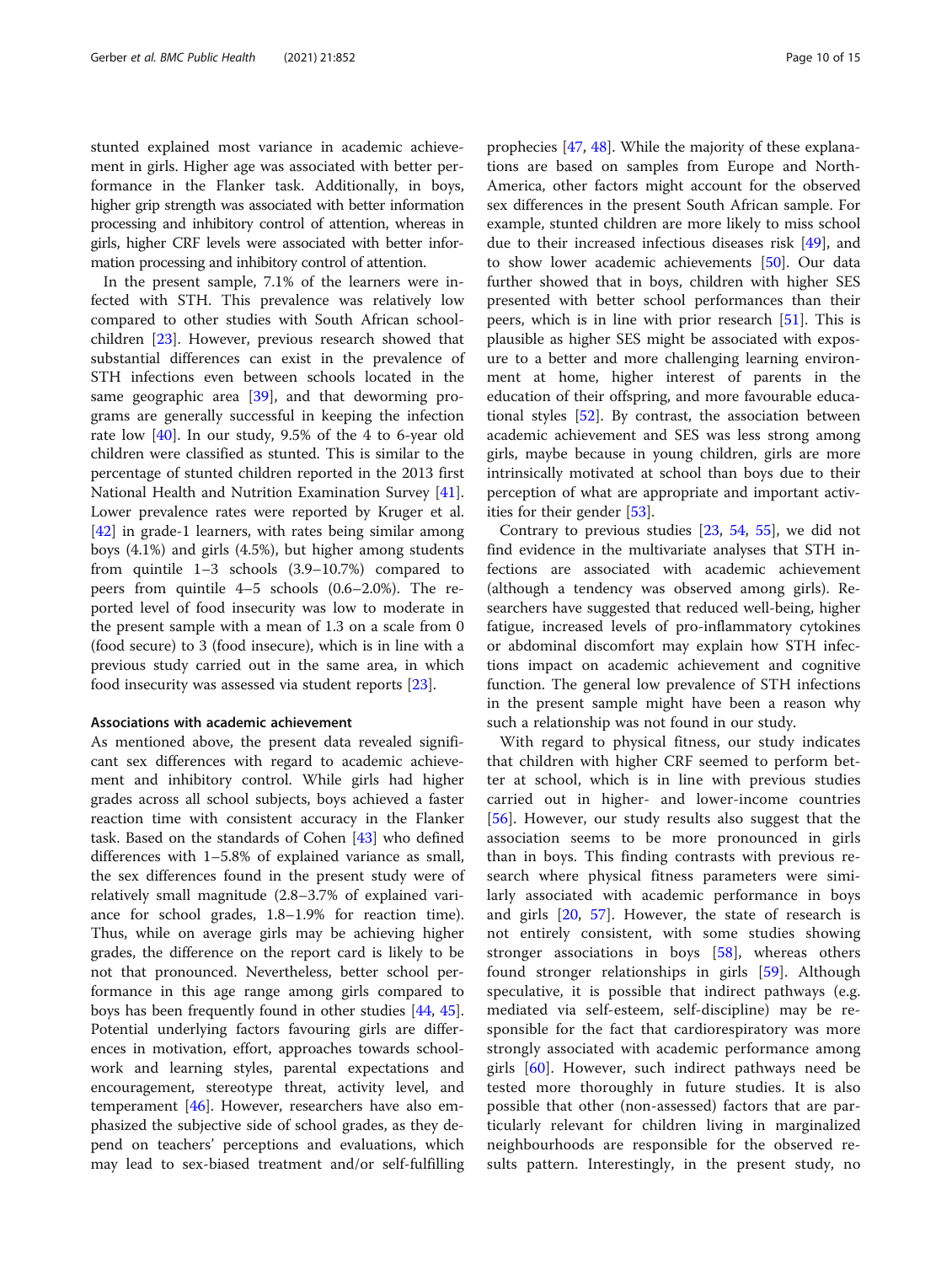stunted explained most variance in academic achievement in girls. Higher age was associated with better performance in the Flanker task. Additionally, in boys, higher grip strength was associated with better information processing and inhibitory control of attention, whereas in girls, higher CRF levels were associated with better information processing and inhibitory control of attention.

In the present sample, 7.1% of the learners were infected with STH. This prevalence was relatively low compared to other studies with South African schoolchildren [23]. However, previous research showed that substantial differences can exist in the prevalence of STH infections even between schools located in the same geographic area [39], and that deworming programs are generally successful in keeping the infection rate low [40]. In our study, 9.5% of the 4 to 6-year old children were classified as stunted. This is similar to the percentage of stunted children reported in the 2013 first National Health and Nutrition Examination Survey [41]. Lower prevalence rates were reported by Kruger et al. [42] in grade-1 learners, with rates being similar among boys (4.1%) and girls (4.5%), but higher among students from quintile 1–3 schools (3.9–10.7%) compared to peers from quintile 4–5 schools (0.6–2.0%). The reported level of food insecurity was low to moderate in the present sample with a mean of 1.3 on a scale from 0 (food secure) to 3 (food insecure), which is in line with a previous study carried out in the same area, in which food insecurity was assessed via student reports [23].

### Associations with academic achievement

As mentioned above, the present data revealed significant sex differences with regard to academic achievement and inhibitory control. While girls had higher grades across all school subjects, boys achieved a faster reaction time with consistent accuracy in the Flanker task. Based on the standards of Cohen [43] who defined differences with 1–5.8% of explained variance as small, the sex differences found in the present study were of relatively small magnitude (2.8–3.7% of explained variance for school grades, 1.8–1.9% for reaction time). Thus, while on average girls may be achieving higher grades, the difference on the report card is likely to be not that pronounced. Nevertheless, better school performance in this age range among girls compared to boys has been frequently found in other studies [44, 45]. Potential underlying factors favouring girls are differences in motivation, effort, approaches towards schoolwork and learning styles, parental expectations and encouragement, stereotype threat, activity level, and temperament [46]. However, researchers have also emphasized the subjective side of school grades, as they depend on teachers' perceptions and evaluations, which may lead to sex-biased treatment and/or self-fulfilling prophecies [47, 48]. While the majority of these explanations are based on samples from Europe and North-America, other factors might account for the observed sex differences in the present South African sample. For example, stunted children are more likely to miss school due to their increased infectious diseases risk [49], and to show lower academic achievements [50]. Our data further showed that in boys, children with higher SES presented with better school performances than their peers, which is in line with prior research [51]. This is plausible as higher SES might be associated with exposure to a better and more challenging learning environment at home, higher interest of parents in the education of their offspring, and more favourable educational styles [52]. By contrast, the association between academic achievement and SES was less strong among girls, maybe because in young children, girls are more intrinsically motivated at school than boys due to their perception of what are appropriate and important activities for their gender [53].

Contrary to previous studies [23, 54, 55], we did not find evidence in the multivariate analyses that STH infections are associated with academic achievement (although a tendency was observed among girls). Researchers have suggested that reduced well-being, higher fatigue, increased levels of pro-inflammatory cytokines or abdominal discomfort may explain how STH infections impact on academic achievement and cognitive function. The general low prevalence of STH infections in the present sample might have been a reason why such a relationship was not found in our study.

With regard to physical fitness, our study indicates that children with higher CRF seemed to perform better at school, which is in line with previous studies carried out in higher- and lower-income countries [56]. However, our study results also suggest that the association seems to be more pronounced in girls than in boys. This finding contrasts with previous research where physical fitness parameters were similarly associated with academic performance in boys and girls [20, 57]. However, the state of research is not entirely consistent, with some studies showing stronger associations in boys [58], whereas others found stronger relationships in girls [59]. Although speculative, it is possible that indirect pathways (e.g. mediated via self-esteem, self-discipline) may be responsible for the fact that cardiorespiratory was more strongly associated with academic performance among girls [60]. However, such indirect pathways need be tested more thoroughly in future studies. It is also possible that other (non-assessed) factors that are particularly relevant for children living in marginalized neighbourhoods are responsible for the observed results pattern. Interestingly, in the present study, no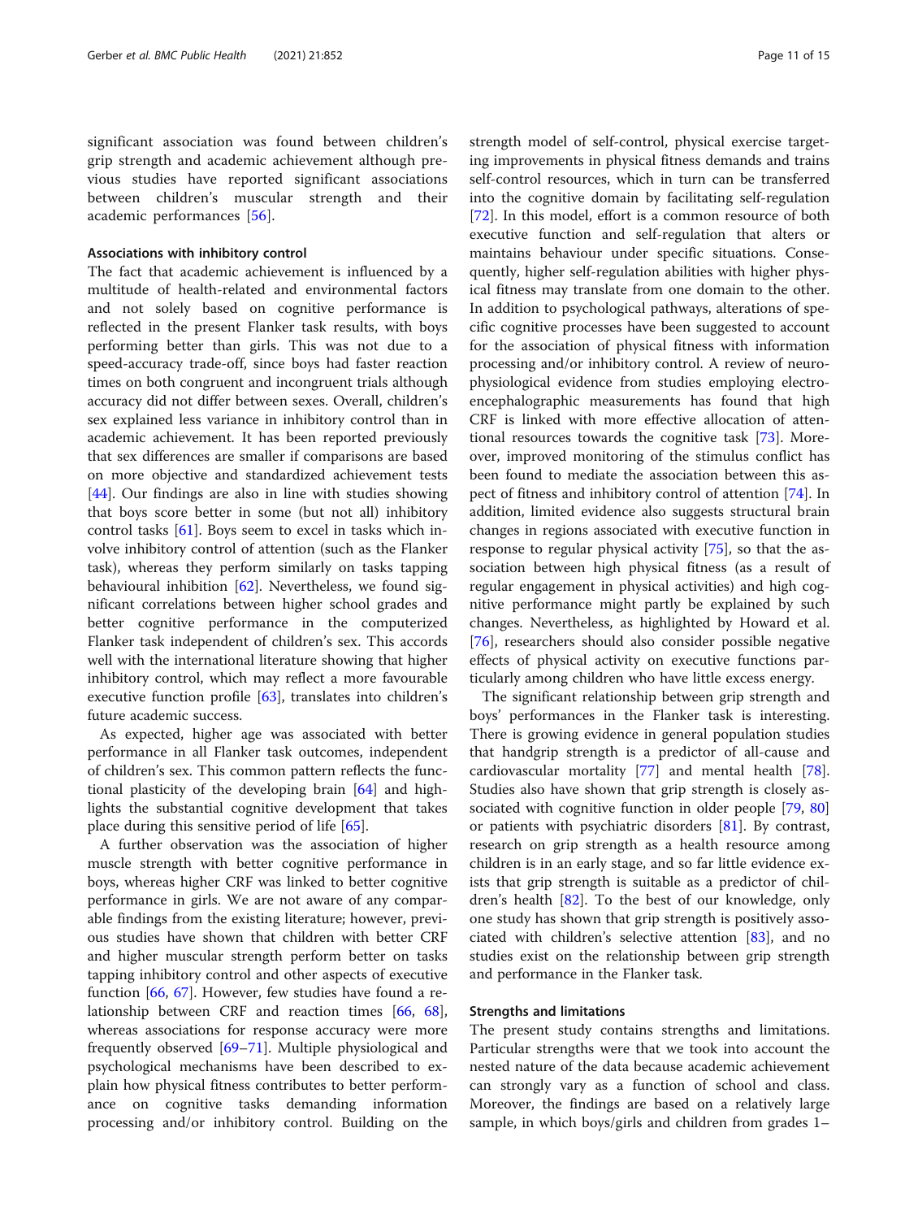significant association was found between children's grip strength and academic achievement although previous studies have reported significant associations between children's muscular strength and their academic performances [56].

### Associations with inhibitory control

The fact that academic achievement is influenced by a multitude of health-related and environmental factors and not solely based on cognitive performance is reflected in the present Flanker task results, with boys performing better than girls. This was not due to a speed-accuracy trade-off, since boys had faster reaction times on both congruent and incongruent trials although accuracy did not differ between sexes. Overall, children's sex explained less variance in inhibitory control than in academic achievement. It has been reported previously that sex differences are smaller if comparisons are based on more objective and standardized achievement tests [44]. Our findings are also in line with studies showing that boys score better in some (but not all) inhibitory control tasks [61]. Boys seem to excel in tasks which involve inhibitory control of attention (such as the Flanker task), whereas they perform similarly on tasks tapping behavioural inhibition [62]. Nevertheless, we found significant correlations between higher school grades and better cognitive performance in the computerized Flanker task independent of children's sex. This accords well with the international literature showing that higher inhibitory control, which may reflect a more favourable executive function profile [63], translates into children's future academic success.

As expected, higher age was associated with better performance in all Flanker task outcomes, independent of children's sex. This common pattern reflects the functional plasticity of the developing brain [64] and highlights the substantial cognitive development that takes place during this sensitive period of life [65].

A further observation was the association of higher muscle strength with better cognitive performance in boys, whereas higher CRF was linked to better cognitive performance in girls. We are not aware of any comparable findings from the existing literature; however, previous studies have shown that children with better CRF and higher muscular strength perform better on tasks tapping inhibitory control and other aspects of executive function [66, 67]. However, few studies have found a relationship between CRF and reaction times [66, 68], whereas associations for response accuracy were more frequently observed [69–71]. Multiple physiological and psychological mechanisms have been described to explain how physical fitness contributes to better performance on cognitive tasks demanding information processing and/or inhibitory control. Building on the strength model of self-control, physical exercise targeting improvements in physical fitness demands and trains self-control resources, which in turn can be transferred into the cognitive domain by facilitating self-regulation [72]. In this model, effort is a common resource of both executive function and self-regulation that alters or maintains behaviour under specific situations. Consequently, higher self-regulation abilities with higher physical fitness may translate from one domain to the other. In addition to psychological pathways, alterations of specific cognitive processes have been suggested to account for the association of physical fitness with information processing and/or inhibitory control. A review of neurophysiological evidence from studies employing electroencephalographic measurements has found that high CRF is linked with more effective allocation of attentional resources towards the cognitive task [73]. Moreover, improved monitoring of the stimulus conflict has been found to mediate the association between this aspect of fitness and inhibitory control of attention [74]. In addition, limited evidence also suggests structural brain changes in regions associated with executive function in response to regular physical activity [75], so that the association between high physical fitness (as a result of regular engagement in physical activities) and high cognitive performance might partly be explained by such changes. Nevertheless, as highlighted by Howard et al. [76], researchers should also consider possible negative effects of physical activity on executive functions particularly among children who have little excess energy.

The significant relationship between grip strength and boys' performances in the Flanker task is interesting. There is growing evidence in general population studies that handgrip strength is a predictor of all-cause and cardiovascular mortality [77] and mental health [78]. Studies also have shown that grip strength is closely associated with cognitive function in older people [79, 80] or patients with psychiatric disorders [81]. By contrast, research on grip strength as a health resource among children is in an early stage, and so far little evidence exists that grip strength is suitable as a predictor of children's health [82]. To the best of our knowledge, only one study has shown that grip strength is positively associated with children's selective attention [83], and no studies exist on the relationship between grip strength and performance in the Flanker task.

### Strengths and limitations

The present study contains strengths and limitations. Particular strengths were that we took into account the nested nature of the data because academic achievement can strongly vary as a function of school and class. Moreover, the findings are based on a relatively large sample, in which boys/girls and children from grades 1–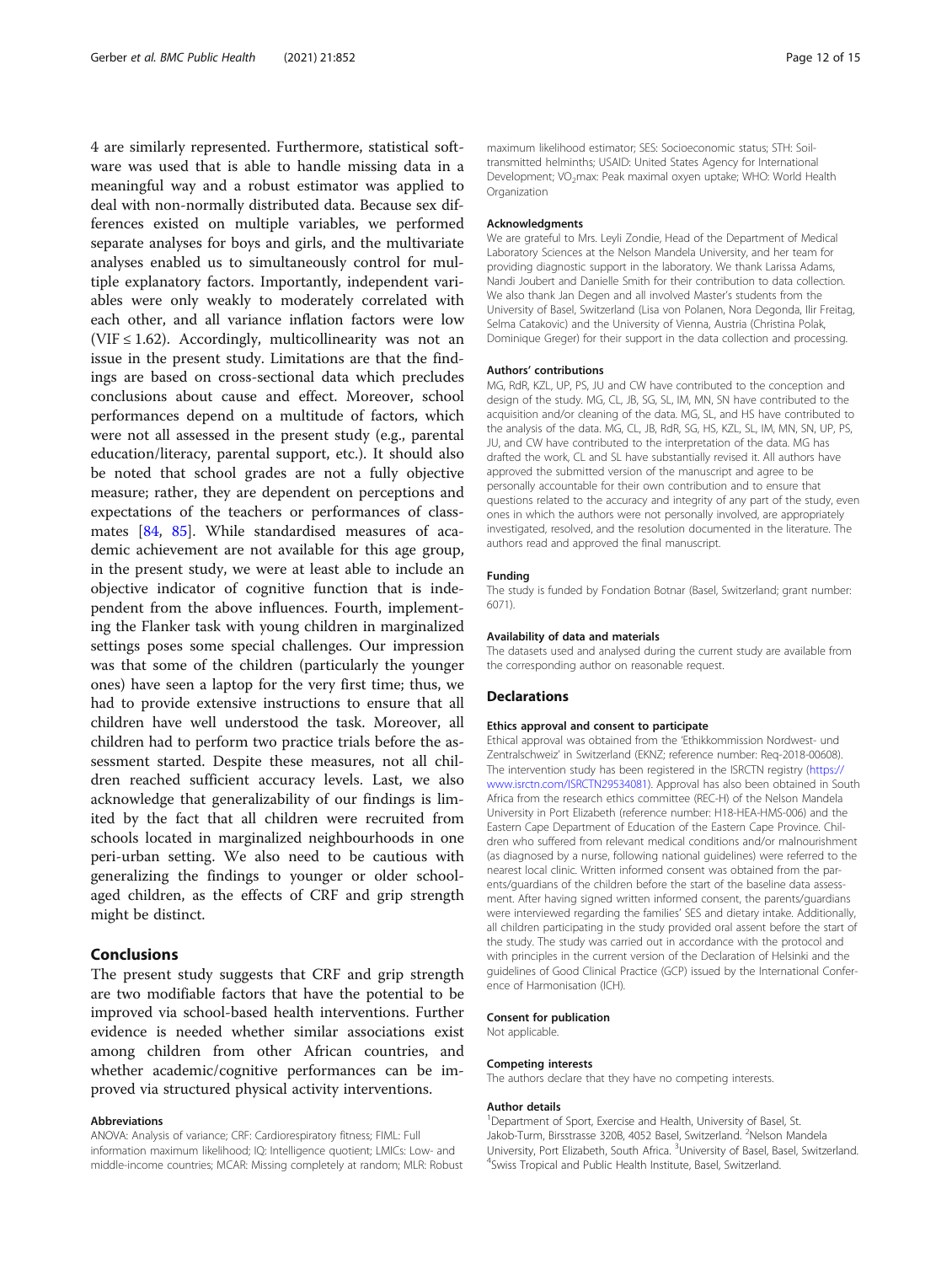4 are similarly represented. Furthermore, statistical software was used that is able to handle missing data in a meaningful way and a robust estimator was applied to deal with non-normally distributed data. Because sex differences existed on multiple variables, we performed separate analyses for boys and girls, and the multivariate analyses enabled us to simultaneously control for multiple explanatory factors. Importantly, independent variables were only weakly to moderately correlated with each other, and all variance inflation factors were low (VIF ≤ 1.62). Accordingly, multicollinearity was not an issue in the present study. Limitations are that the findings are based on cross-sectional data which precludes conclusions about cause and effect. Moreover, school performances depend on a multitude of factors, which were not all assessed in the present study (e.g., parental education/literacy, parental support, etc.). It should also be noted that school grades are not a fully objective measure; rather, they are dependent on perceptions and expectations of the teachers or performances of classmates [84, 85]. While standardised measures of academic achievement are not available for this age group, in the present study, we were at least able to include an objective indicator of cognitive function that is independent from the above influences. Fourth, implementing the Flanker task with young children in marginalized settings poses some special challenges. Our impression was that some of the children (particularly the younger ones) have seen a laptop for the very first time; thus, we had to provide extensive instructions to ensure that all children have well understood the task. Moreover, all children had to perform two practice trials before the assessment started. Despite these measures, not all children reached sufficient accuracy levels. Last, we also acknowledge that generalizability of our findings is limited by the fact that all children were recruited from schools located in marginalized neighbourhoods in one peri-urban setting. We also need to be cautious with generalizing the findings to younger or older school-aged children, as the effects of CRF and grip strength might be distinct.

## Conclusions

The present study suggests that CRF and grip strength are two modifiable factors that have the potential to be improved via school-based health interventions. Further evidence is needed whether similar associations exist among children from other African countries, and whether academic/cognitive performances can be improved via structured physical activity interventions.

#### Abbreviations

ANOVA: Analysis of variance; CRF: Cardiorespiratory fitness; FIML: Full information maximum likelihood; IQ: Intelligence quotient; LMICs: Low- and middle-income countries; MCAR: Missing completely at random; MLR: Robust maximum likelihood estimator; SES: Socioeconomic status; STH: Soil-transmitted helminths; USAID: United States Agency for International Development; $VO_2$max: Peak maximal oxyen uptake; WHO: World Health Organization

#### Acknowledgments

We are grateful to Mrs. Leyli Zondie, Head of the Department of Medical Laboratory Sciences at the Nelson Mandela University, and her team for providing diagnostic support in the laboratory. We thank Larissa Adams, Nandi Joubert and Danielle Smith for their contribution to data collection. We also thank Jan Degen and all involved Master's students from the University of Basel, Switzerland (Lisa von Polanen, Nora Degonda, Ilir Freitag, Selma Catakovic) and the University of Vienna, Austria (Christina Polak, Dominique Greger) for their support in the data collection and processing.

#### Authors' contributions

MG, RdR, KZL, UP, PS, JU and CW have contributed to the conception and design of the study. MG, CL, JB, SG, SL, IM, MN, SN have contributed to the acquisition and/or cleaning of the data. MG, SL, and HS have contributed to the analysis of the data. MG, CL, JB, RdR, SG, HS, KZL, SL, IM, MN, SN, UP, PS, JU, and CW have contributed to the interpretation of the data. MG has drafted the work, CL and SL have substantially revised it. All authors have approved the submitted version of the manuscript and agree to be personally accountable for their own contribution and to ensure that questions related to the accuracy and integrity of any part of the study, even ones in which the authors were not personally involved, are appropriately investigated, resolved, and the resolution documented in the literature. The authors read and approved the final manuscript.

#### Funding

The study is funded by Fondation Botnar (Basel, Switzerland; grant number: 6071).

#### Availability of data and materials

The datasets used and analysed during the current study are available from the corresponding author on reasonable request.

## Declarations

#### Ethics approval and consent to participate

Ethical approval was obtained from the 'Ethikkommission Nordwest- und Zentralschweiz' in Switzerland (EKNZ; reference number: Req-2018-00608). The intervention study has been registered in the ISRCTN registry (https://www.isrctn.com/ISRCTN29534081). Approval has also been obtained in South Africa from the research ethics committee (REC-H) of the Nelson Mandela University in Port Elizabeth (reference number: H18-HEA-HMS-006) and the Eastern Cape Department of Education of the Eastern Cape Province. Children who suffered from relevant medical conditions and/or malnourishment (as diagnosed by a nurse, following national guidelines) were referred to the nearest local clinic. Written informed consent was obtained from the parents/guardians of the children before the start of the baseline data assessment. After having signed written informed consent, the parents/guardians were interviewed regarding the families' SES and dietary intake. Additionally, all children participating in the study provided oral assent before the start of the study. The study was carried out in accordance with the protocol and with principles in the current version of the Declaration of Helsinki and the guidelines of Good Clinical Practice (GCP) issued by the International Conference of Harmonisation (ICH).

#### Consent for publication

Not applicable.

#### Competing interests

The authors declare that they have no competing interests.

#### Author details

[1]Department of Sport, Exercise and Health, University of Basel, St. Jakob-Turm, Birsstrasse 320B, 4052 Basel, Switzerland. [2]Nelson Mandela University, Port Elizabeth, South Africa. [3]University of Basel, Basel, Switzerland. [4]Swiss Tropical and Public Health Institute, Basel, Switzerland.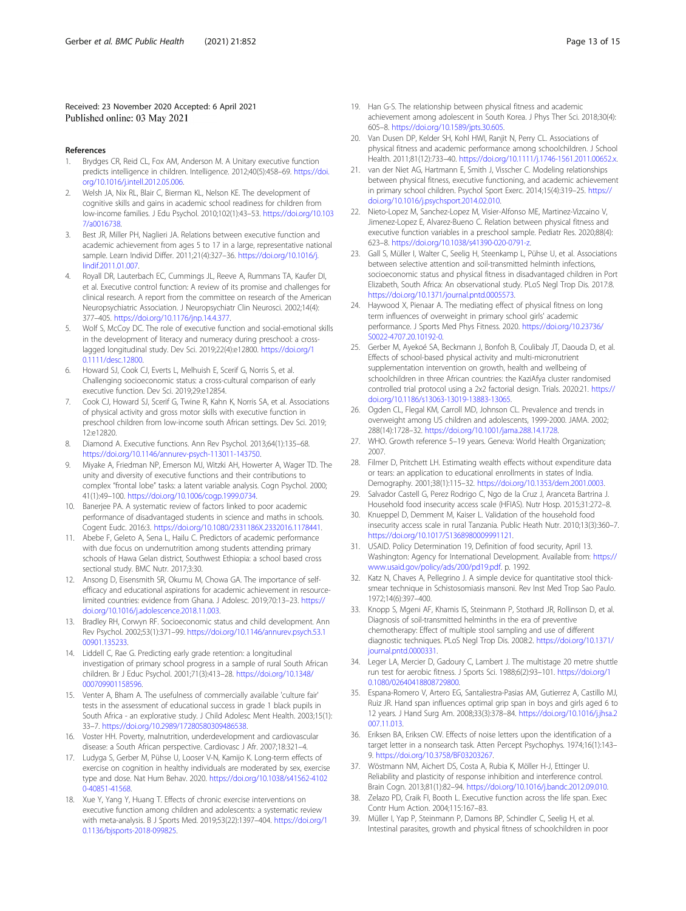Received: 23 November 2020 Accepted: 6 April 2021
Published online: 03 May 2021

## References

1. Brydges CR, Reid CL, Fox AM, Anderson M. A Unitary executive function predicts intelligence in children. Intelligence. 2012;40(5):458–69. https://doi.org/10.1016/j.intell.2012.05.006.
2. Welsh JA, Nix RL, Blair C, Bierman KL, Nelson KE. The development of cognitive skills and gains in academic school readiness for children from low-income families. J Edu Psychol. 2010;102(1):43–53. https://doi.org/10.1037/a0016738.
3. Best JR, Miller PH, Naglieri JA. Relations between executive function and academic achievement from ages 5 to 17 in a large, representative national sample. Learn Individ Differ. 2011;21(4):327–36. https://doi.org/10.1016/j.lindif.2011.01.007.
4. Royall DR, Lauterbach EC, Cummings JL, Reeve A, Rummans TA, Kaufer DI, et al. Executive control function: A review of its promise and challenges for clinical research. A report from the committee on research of the American Neuropsychiatric Association. J Neuropsychiatr Clin Neurosci. 2002;14(4):377–405. https://doi.org/10.1176/jnp.14.4.377.
5. Wolf S, McCoy DC. The role of executive function and social-emotional skills in the development of literacy and numeracy during preschool: a cross-lagged longitudinal study. Dev Sci. 2019;22(4):e12800. https://doi.org/10.1111/desc.12800.
6. Howard SJ, Cook CJ, Everts L, Melhuish E, Scerif G, Norris S, et al. Challenging socioeconomic status: a cross-cultural comparison of early executive function. Dev Sci. 2019;29:e12854.
7. Cook CJ, Howard SJ, Scerif G, Twine R, Kahn K, Norris SA, et al. Associations of physical activity and gross motor skills with executive function in preschool children from low-income South African settings. Dev Sci. 2019;12:e12820.
8. Diamond A. Executive functions. Ann Rev Psychol. 2013;64(1):135–68. https://doi.org/10.1146/annurev-psych-113011-143750.
9. Miyake A, Friedman NP, Emerson MJ, Witzki AH, Howerter A, Wager TD. The unity and diversity of executive functions and their contributions to complex "frontal lobe" tasks: a latent variable analysis. Cogn Psychol. 2000;41(1):49–100. https://doi.org/10.1006/cogp.1999.0734.
10. Banerjee PA. A systematic review of factors linked to poor academic performance of disadvantaged students in science and maths in schools. Cogent Eudc. 2016:3. https://doi.org/10.1080/2331186X.2332016.1178441.
11. Abebe F, Geleto A, Sena L, Hailu C. Predictors of academic performance with due focus on undernutrition among students attending primary schools of Hawa Gelan district, Southwest Ethiopia: a school based cross sectional study. BMC Nutr. 2017;3:30.
12. Ansong D, Eisensmith SR, Okumu M, Chowa GA. The importance of self-efficacy and educational aspirations for academic achievement in resource-limited countries: evidence from Ghana. J Adolesc. 2019;70:13–23. https://doi.org/10.1016/j.adolescence.2018.11.003.
13. Bradley RH, Corwyn RF. Socioeconomic status and child development. Ann Rev Psychol. 2002;53(1):371–99. https://doi.org/10.1146/annurev.psych.53.100901.135233.
14. Liddell C, Rae G. Predicting early grade retention: a longitudinal investigation of primary school progress in a sample of rural South African children. Br J Educ Psychol. 2001;71(3):413–28. https://doi.org/10.1348/000709901158596.
15. Venter A, Bham A. The usefulness of commercially available 'culture fair' tests in the assessment of educational success in grade 1 black pupils in South Africa - an explorative study. J Child Adolesc Ment Health. 2003;15(1):33–7. https://doi.org/10.2989/17280580309486538.
16. Voster HH. Poverty, malnutrition, underdevelopment and cardiovascular disease: a South African perspective. Cardiovasc J Afr. 2007;18:321–4.
17. Ludyga S, Gerber M, Pühse U, Looser V-N, Kamijo K. Long-term effects of exercise on cognition in healthy individuals are moderated by sex, exercise type and dose. Nat Hum Behav. 2020. https://doi.org/10.1038/s41562-0240851-41568.
18. Xue Y, Yang Y, Huang T. Effects of chronic exercise interventions on executive function among children and adolescents: a systematic review with meta-analysis. B J Sports Med. 2019;53(22):1397–404. https://doi.org/10.1136/bjsports-2018-099825.
19. Han G-S. The relationship between physical fitness and academic achievement among adolescent in South Korea. J Phys Ther Sci. 2018;30(4):605–8. https://doi.org/10.1589/jpts.30.605.
20. Van Dusen DP, Kelder SH, Kohl HWI, Ranjit N, Perry CL. Associations of physical fitness and academic performance among schoolchildren. J School Health. 2011;81(12):733–40. https://doi.org/10.1111/j.1746-1561.2011.00652.x.
21. van der Niet AG, Hartmann E, Smith J, Visscher C. Modeling relationships between physical fitness, executive functioning, and academic achievement in primary school children. Psychol Sport Exerc. 2014;15(4):319–25. https://doi.org/10.1016/j.psychsport.2014.02.010.
22. Nieto-Lopez M, Sanchez-Lopez M, Visier-Alfonso ME, Martinez-Vizcaino V, Jimenez-Lopez E, Alvarez-Bueno C. Relation between physical fitness and executive function variables in a preschool sample. Pediatr Res. 2020;88(4):623–8. https://doi.org/10.1038/s41390-020-0791-z.
23. Gall S, Müller I, Walter C, Seelig H, Steenkamp L, Pühse U, et al. Associations between selective attention and soil-transmitted helminth infections, socioeconomic status and physical fitness in disadvantaged children in Port Elizabeth, South Africa: An observational study. PLoS Negl Trop Dis. 2017:8. https://doi.org/10.1371/journal.pntd.0005573.
24. Haywood X, Pienaar A. The mediating effect of physical fitness on long term influences of overweight in primary school girls' academic performance. J Sports Med Phys Fitness. 2020. https://doi.org/10.23736/S0022-4707.20.10192-0.
25. Gerber M, Ayekoé SA, Beckmann J, Bonfoh B, Coulibaly JT, Daouda D, et al. Effects of school-based physical activity and multi-micronutrient supplementation intervention on growth, health and wellbeing of schoolchildren in three African countries: the KaziAfya cluster randomised controlled trial protocol using a 2x2 factorial design. Trials. 2020:21. https://doi.org/10.1186/s13063-13019-13883-13065.
26. Ogden CL, Flegal KM, Carroll MD, Johnson CL. Prevalence and trends in overweight among US children and adolescents, 1999-2000. JAMA. 2002;288(14):1728–32. https://doi.org/10.1001/jama.288.14.1728.
27. WHO. Growth reference 5–19 years. Geneva: World Health Organization; 2007.
28. Filmer D, Pritchett LH. Estimating wealth effects without expenditure data or tears: an application to educational enrollments in states of India. Demography. 2001;38(1):115–32. https://doi.org/10.1353/dem.2001.0003.
29. Salvador Castell G, Perez Rodrigo C, Ngo de la Cruz J, Aranceta Bartrina J. Household food insecurity access scale (HFIAS). Nutr Hosp. 2015;31:272–8.
30. Knueppel D, Demment M, Kaiser L. Validation of the household food insecurity access scale in rural Tanzania. Public Heath Nutr. 2010;13(3):360–7. https://doi.org/10.1017/S1368980009991121.
31. USAID. Policy Determination 19, Definition of food security, April 13. Washington: Agency for International Development. Available from: https://www.usaid.gov/policy/ads/200/pd19.pdf. p. 1992.
32. Katz N, Chaves A, Pellegrino J. A simple device for quantitative stool thick-smear technique in Schistosomiasis mansoni. Rev Inst Med Trop Sao Paulo. 1972;14(6):397–400.
33. Knopp S, Mgeni AF, Khamis IS, Steinmann P, Stothard JR, Rollinson D, et al. Diagnosis of soil-transmitted helminths in the era of preventive chemotherapy: Effect of multiple stool sampling and use of different diagnostic techniques. PLoS Negl Trop Dis. 2008:2. https://doi.org/10.1371/journal.pntd.0000331.
34. Leger LA, Mercier D, Gadoury C, Lambert J. The multistage 20 metre shuttle run test for aerobic fitness. J Sports Sci. 1988;6(2):93–101. https://doi.org/10.1080/02640418808729800.
35. Espana-Romero V, Artero EG, Santaliestra-Pasias AM, Gutierrez A, Castillo MJ, Ruiz JR. Hand span influences optimal grip span in boys and girls aged 6 to 12 years. J Hand Surg Am. 2008;33(3):378–84. https://doi.org/10.1016/j.jhsa.2007.11.013.
36. Eriksen BA, Eriksen CW. Effects of noise letters upon the identification of a target letter in a nonsearch task. Atten Percept Psychophys. 1974;16(1):143–9. https://doi.org/10.3758/BF03203267.
37. Wöstmann NM, Aichert DS, Costa A, Rubia K, Möller H-J, Ettinger U. Reliability and plasticity of response inhibition and interference control. Brain Cogn. 2013;81(1):82–94. https://doi.org/10.1016/j.bandc.2012.09.010.
38. Zelazo PD, Craik FI, Booth L. Executive function across the life span. Exec Contr Hum Action. 2004;115:167–83.
39. Müller I, Yap P, Steinmann P, Damons BP, Schindler C, Seelig H, et al. Intestinal parasites, growth and physical fitness of schoolchildren in poor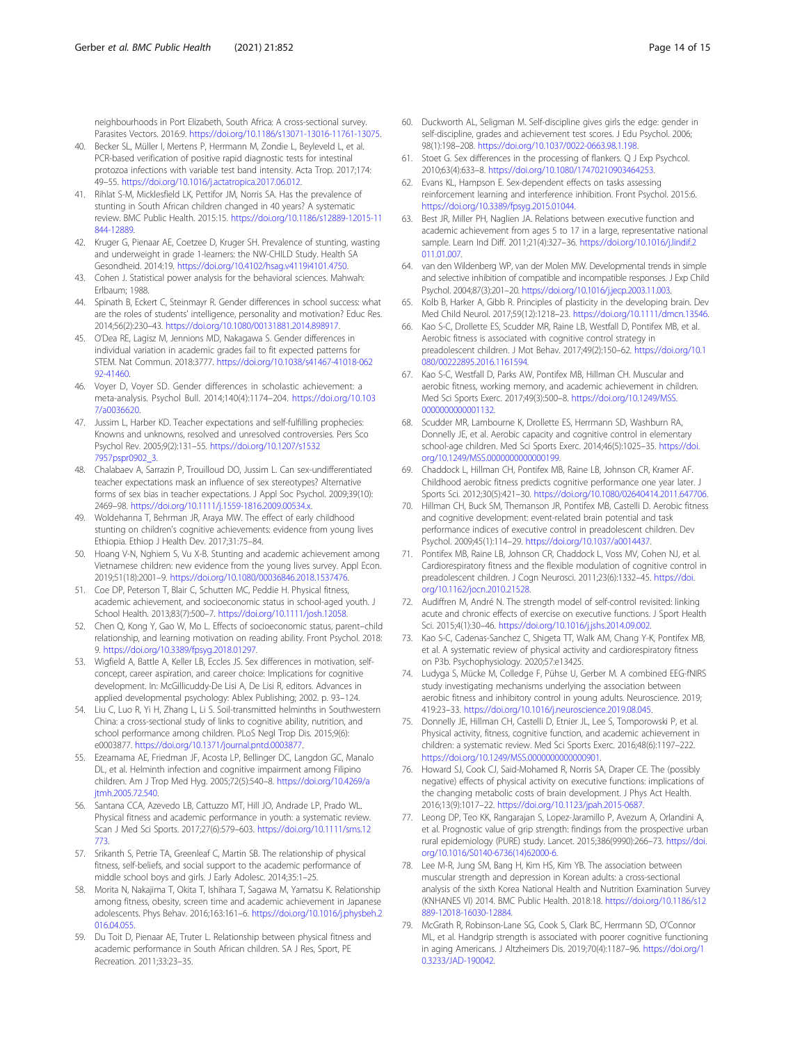neighbourhoods in Port Elizabeth, South Africa: A cross-sectional survey. Parasites Vectors. 2016;9. https://doi.org/10.1186/s13071-13016-11761-13075.

40. Becker SL, Müller I, Mertens P, Herrmann M, Zondie L, Beyleveld L, et al. PCR-based verification of positive rapid diagnostic tests for intestinal protozoa infections with variable test band intensity. Acta Trop. 2017;174: 49–55. https://doi.org/10.1016/j.actatropica.2017.06.012.
41. Rihlat S-M, Micklesfield LK, Pettifor JM, Norris SA. Has the prevalence of stunting in South African children changed in 40 years? A systematic review. BMC Public Health. 2015:15. https://doi.org/10.1186/s12889-12015-11844-12889.
42. Kruger G, Pienaar AE, Coetzee D, Kruger SH. Prevalence of stunting, wasting and underweight in grade 1-learners: the NW-CHILD Study. Health SA Gesondheid. 2014:19. https://doi.org/10.4102/hsag.v4119i4101.4750.
43. Cohen J. Statistical power analysis for the behavioral sciences. Mahwah: Erlbaum; 1988.
44. Spinath B, Eckert C, Steinmayr R. Gender differences in school success: what are the roles of students' intelligence, personality and motivation? Educ Res. 2014;56(2):230–43. https://doi.org/10.1080/00131881.2014.898917.
45. O'Dea RE, Lagisz M, Jennions MD, Nakagawa S. Gender differences in individual variation in academic grades fail to fit expected patterns for STEM. Nat Commun. 2018:3777. https://doi.org/10.1038/s41467-41018-06292-41460.
46. Voyer D, Voyer SD. Gender differences in scholastic achievement: a meta-analysis. Psychol Bull. 2014;140(4):1174–204. https://doi.org/10.1037/a0036620.
47. Jussim L, Harber KD. Teacher expectations and self-fulfilling prophecies: Knowns and unknowns, resolved and unresolved controversies. Pers Sco Psychol Rev. 2005;9(2):131–55. https://doi.org/10.1207/s15327957pspr0902_3.
48. Chalabaev A, Sarrazin P, Trouilloud DO, Jussim L. Can sex-undifferentiated teacher expectations mask an influence of sex stereotypes? Alternative forms of sex bias in teacher expectations. J Appl Soc Psychol. 2009;39(10): 2469–98. https://doi.org/10.1111/j.1559-1816.2009.00534.x.
49. Woldehanna T, Behrman JR, Araya MW. The effect of early childhood stunting on children's cognitive achievements: evidence from young lives Ethiopia. Ethiop J Health Dev. 2017;31:75–84.
50. Hoang V-N, Nghiem S, Vu X-B. Stunting and academic achievement among Vietnamese children: new evidence from the young lives survey. Appl Econ. 2019;51(18):2001–9. https://doi.org/10.1080/00036846.2018.1537476.
51. Coe DP, Peterson T, Blair C, Schutten MC, Peddie H. Physical fitness, academic achievement, and socioeconomic status in school-aged youth. J School Health. 2013;83(7):500–7. https://doi.org/10.1111/josh.12058.
52. Chen Q, Kong Y, Gao W, Mo L. Effects of socioeconomic status, parent–child relationship, and learning motivation on reading ability. Front Psychol. 2018: 9. https://doi.org/10.3389/fpsyg.2018.01297.
53. Wigfield A, Battle A, Keller LB, Eccles JS. Sex differences in motivation, self-concept, career aspiration, and career choice: Implications for cognitive development. In: McGillicuddy-De Lisi A, De Lisi R, editors. Advances in applied developmental psychology: Ablex Publishing; 2002. p. 93–124.
54. Liu C, Luo R, Yi H, Zhang L, Li S. Soil-transmitted helminths in Southwestern China: a cross-sectional study of links to cognitive ability, nutrition, and school performance among children. PLoS Negl Trop Dis. 2015;9(6): e0003877. https://doi.org/10.1371/journal.pntd.0003877.
55. Ezeamama AE, Friedman JF, Acosta LP, Bellinger DC, Langdon GC, Manalo DL, et al. Helminth infection and cognitive impairment among Filipino children. Am J Trop Med Hyg. 2005;72(5):540–8. https://doi.org/10.4269/ajtmh.2005.72.540.
56. Santana CCA, Azevedo LB, Cattuzzo MT, Hill JO, Andrade LP, Prado WL. Physical fitness and academic performance in youth: a systematic review. Scan J Med Sci Sports. 2017;27(6):579–603. https://doi.org/10.1111/sms.12773.
57. Srikanth S, Petrie TA, Greenleaf C, Martin SB. The relationship of physical fitness, self-beliefs, and social support to the academic performance of middle school boys and girls. J Early Adolesc. 2014;35:1–25.
58. Morita N, Nakajima T, Okita T, Ishihara T, Sagawa M, Yamatsu K. Relationship among fitness, obesity, screen time and academic achievement in Japanese adolescents. Phys Behav. 2016;163:161–6. https://doi.org/10.1016/j.physbeh.2016.04.055.
59. Du Toit D, Pienaar AE, Truter L. Relationship between physical fitness and academic performance in South African children. SA J Res, Sport, PE Recreation. 2011;33:23–35.
60. Duckworth AL, Seligman M. Self-discipline gives girls the edge: gender in self-discipline, grades and achievement test scores. J Edu Psychol. 2006; 98(1):198–208. https://doi.org/10.1037/0022-0663.98.1.198.
61. Stoet G. Sex differences in the processing of flankers. Q J Exp Psychcol. 2010;63(4):633–8. https://doi.org/10.1080/17470210903464253.
62. Evans KL, Hampson E. Sex-dependent effects on tasks assessing reinforcement learning and interference inhibition. Front Psychol. 2015:6. https://doi.org/10.3389/fpsyg.2015.01044.
63. Best JR, Miller PH, Naglien JA. Relations between executive function and academic achievement from ages 5 to 17 in a large, representative national sample. Learn Ind Diff. 2011;21(4):327–36. https://doi.org/10.1016/j.lindif.2011.01.007.
64. van den Wildenberg WP, van der Molen MW. Developmental trends in simple and selective inhibition of compatible and incompatible responses. J Exp Child Psychol. 2004;87(3):201–20. https://doi.org/10.1016/j.jecp.2003.11.003.
65. Kolb B, Harker A, Gibb R. Principles of plasticity in the developing brain. Dev Med Child Neurol. 2017;59(12):1218–23. https://doi.org/10.1111/dmcn.13546.
66. Kao S-C, Drollette ES, Scudder MR, Raine LB, Westfall D, Pontifex MB, et al. Aerobic fitness is associated with cognitive control strategy in preadolescent children. J Mot Behav. 2017;49(2):150–62. https://doi.org/10.1080/00222895.2016.1161594.
67. Kao S-C, Westfall D, Parks AW, Pontifex MB, Hillman CH. Muscular and aerobic fitness, working memory, and academic achievement in children. Med Sci Sports Exerc. 2017;49(3):500–8. https://doi.org/10.1249/MSS.0000000000001132.
68. Scudder MR, Lambourne K, Drollette ES, Herrmann SD, Washburn RA, Donnelly JE, et al. Aerobic capacity and cognitive control in elementary school-age children. Med Sci Sports Exerc. 2014;46(5):1025–35. https://doi.org/10.1249/MSS.0000000000000199.
69. Chaddock L, Hillman CH, Pontifex MB, Raine LB, Johnson CR, Kramer AF. Childhood aerobic fitness predicts cognitive performance one year later. J Sports Sci. 2012;30(5):421–30. https://doi.org/10.1080/02640414.2011.647706.
70. Hillman CH, Buck SM, Themanson JR, Pontifex MB, Castelli D. Aerobic fitness and cognitive development: event-related brain potential and task performance indices of executive control in preadolescent children. Dev Psychol. 2009;45(1):114–29. https://doi.org/10.1037/a0014437.
71. Pontifex MB, Raine LB, Johnson CR, Chaddock L, Voss MV, Cohen NJ, et al. Cardiorespiratory fitness and the flexible modulation of cognitive control in preadolescent children. J Cogn Neurosci. 2011;23(6):1332–45. https://doi.org/10.1162/jocn.2010.21528.
72. Audiffren M, André N. The strength model of self-control revisited: linking acute and chronic effects of exercise on executive functions. J Sport Health Sci. 2015;4(1):30–46. https://doi.org/10.1016/j.jshs.2014.09.002.
73. Kao S-C, Cadenas-Sanchez C, Shigeta TT, Walk AM, Chang Y-K, Pontifex MB, et al. A systematic review of physical activity and cardiorespiratory fitness on P3b. Psychophysiology. 2020;57:e13425.
74. Ludyga S, Mücke M, Colledge F, Pühse U, Gerber M. A combined EEG-fNIRS study investigating mechanisms underlying the association between aerobic fitness and inhibitory control in young adults. Neuroscience. 2019; 419:23–33. https://doi.org/10.1016/j.neuroscience.2019.08.045.
75. Donnelly JE, Hillman CH, Castelli D, Etnier JL, Lee S, Tomporowski P, et al. Physical activity, fitness, cognitive function, and academic achievement in children: a systematic review. Med Sci Sports Exerc. 2016;48(6):1197–222. https://doi.org/10.1249/MSS.0000000000000901.
76. Howard SJ, Cook CJ, Said-Mohamed R, Norris SA, Draper CE. The (possibly negative) effects of physical activity on executive functions: implications of the changing metabolic costs of brain development. J Phys Act Health. 2016;13(9):1017–22. https://doi.org/10.1123/jpah.2015-0687.
77. Leong DP, Teo KK, Rangarajan S, Lopez-Jaramillo P, Avezum A, Orlandini A, et al. Prognostic value of grip strength: findings from the prospective urban rural epidemiology (PURE) study. Lancet. 2015;386(9990):266–73. https://doi.org/10.1016/S0140-6736(14)62000-6.
78. Lee M-R, Jung SM, Bang H, Kim HS, Kim YB. The association between muscular strength and depression in Korean adults: a cross-sectional analysis of the sixth Korea National Health and Nutrition Examination Survey (KNHANES VI) 2014. BMC Public Health. 2018:18. https://doi.org/10.1186/s12889-12018-16030-12884.
79. McGrath R, Robinson-Lane SG, Cook S, Clark BC, Herrmann SD, O'Connor ML, et al. Handgrip strength is associated with poorer cognitive functioning in aging Americans. J Altzheimers Dis. 2019;70(4):1187–96. https://doi.org/10.3233/JAD-190042.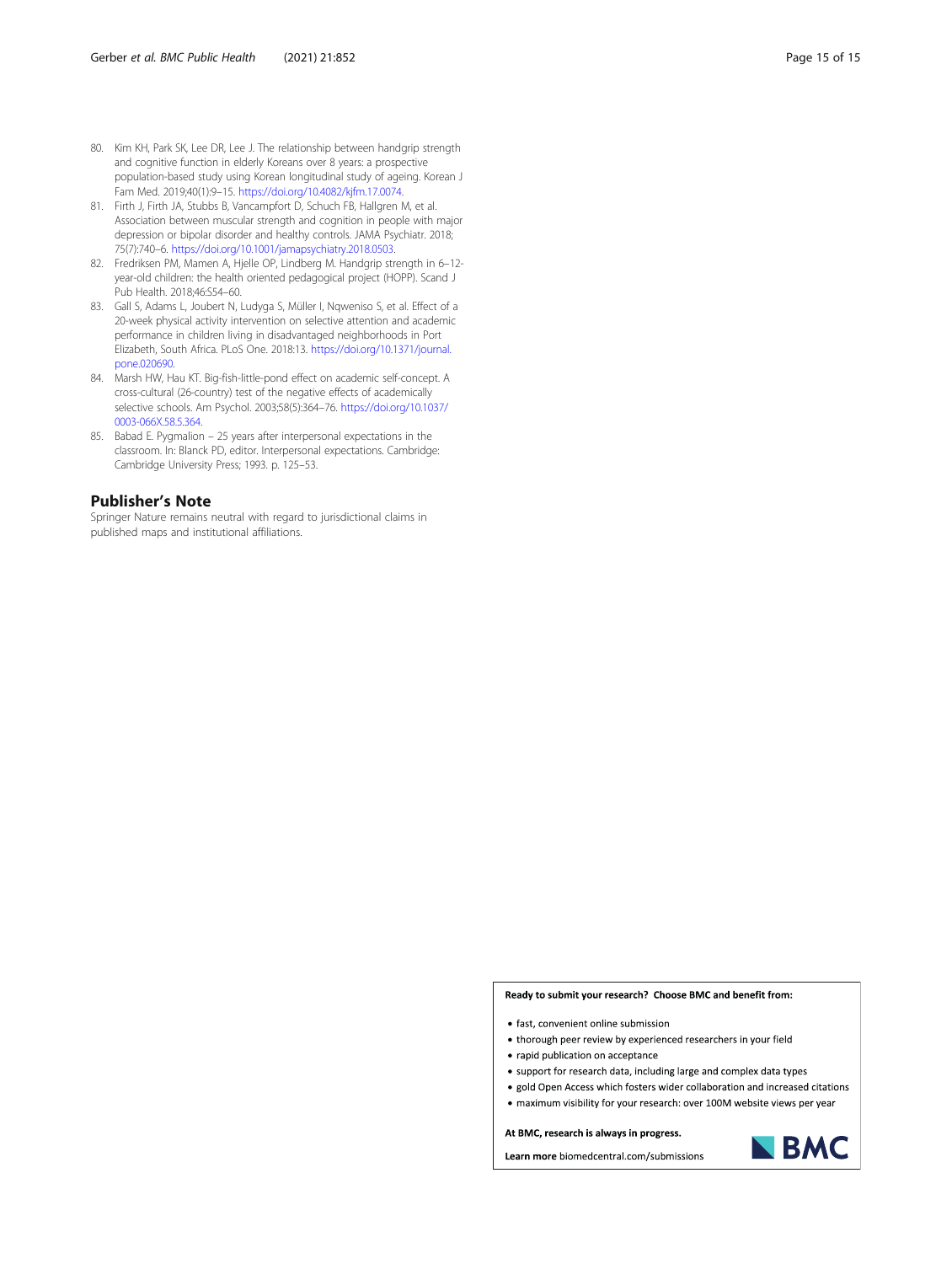80. Kim KH, Park SK, Lee DR, Lee J. The relationship between handgrip strength and cognitive function in elderly Koreans over 8 years: a prospective population-based study using Korean longitudinal study of ageing. Korean J Fam Med. 2019;40(1):9–15. https://doi.org/10.4082/kjfm.17.0074.
81. Firth J, Firth JA, Stubbs B, Vancampfort D, Schuch FB, Hallgren M, et al. Association between muscular strength and cognition in people with major depression or bipolar disorder and healthy controls. JAMA Psychiatr. 2018; 75(7):740–6. https://doi.org/10.1001/jamapsychiatry.2018.0503.
82. Fredriksen PM, Mamen A, Hjelle OP, Lindberg M. Handgrip strength in 6–12-year-old children: the health oriented pedagogical project (HOPP). Scand J Pub Health. 2018;46:S54–60.
83. Gall S, Adams L, Joubert N, Ludyga S, Müller I, Nqweniso S, et al. Effect of a 20-week physical activity intervention on selective attention and academic performance in children living in disadvantaged neighborhoods in Port Elizabeth, South Africa. PLoS One. 2018:13. https://doi.org/10.1371/journal.pone.020690.
84. Marsh HW, Hau KT. Big-fish-little-pond effect on academic self-concept. A cross-cultural (26-country) test of the negative effects of academically selective schools. Am Psychol. 2003;58(5):364–76. https://doi.org/10.1037/0003-066X.58.5.364.
85. Babad E. Pygmalion – 25 years after interpersonal expectations in the classroom. In: Blanck PD, editor. Interpersonal expectations. Cambridge: Cambridge University Press; 1993. p. 125–53.

## Publisher's Note

Springer Nature remains neutral with regard to jurisdictional claims in published maps and institutional affiliations.

**Ready to submit your research? Choose BMC and benefit from:**

- fast, convenient online submission
- thorough peer review by experienced researchers in your field
- rapid publication on acceptance
- support for research data, including large and complex data types
- gold Open Access which fosters wider collaboration and increased citations
- maximum visibility for your research: over 100M website views per year

**At BMC, research is always in progress.**

**Learn more** biomedcentral.com/submissions

BMC